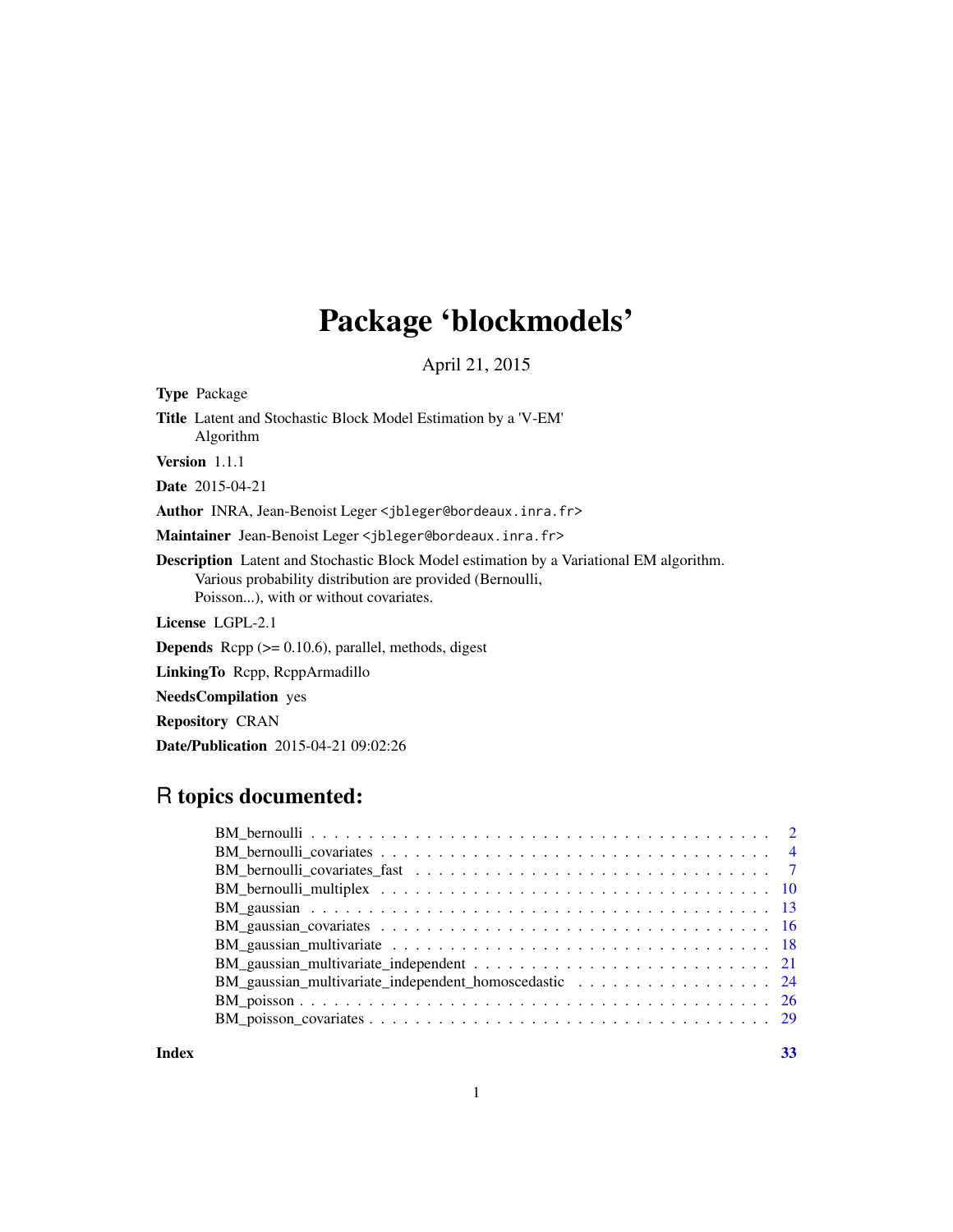# Package 'blockmodels'

April 21, 2015

**Type** Package

**Title** Latent and Stochastic Block Model Estimation by a 'V-EM' Algorithm

**Version** 1.1.1

**Date** 2015-04-21

**Author** INRA, Jean-Benoist Leger <jbleger@bordeaux.inra.fr>

**Maintainer** Jean-Benoist Leger <jbleger@bordeaux.inra.fr>

**Description** Latent and Stochastic Block Model estimation by a Variational EM algorithm. Various probability distribution are provided (Bernoulli, Poisson...), with or without covariates.

**License** LGPL-2.1

**Depends** Rcpp (>= 0.10.6), parallel, methods, digest

**LinkingTo** Rcpp, RcppArmadillo

**NeedsCompilation** yes

**Repository** CRAN

**Date/Publication** 2015-04-21 09:02:26

## R topics documented:

- BM_bernoulli . . . 2
- BM_bernoulli_covariates . . . 4
- BM_bernoulli_covariates_fast . . . 7
- BM_bernoulli_multiplex . . . 10
- BM_gaussian . . . 13
- BM_gaussian_covariates . . . 16
- BM_gaussian_multivariate . . . 18
- BM_gaussian_multivariate_independent . . . 21
- BM_gaussian_multivariate_independent_homoscedastic . . . 24
- BM_poisson . . . 26
- BM_poisson_covariates . . . 29

**Index** 33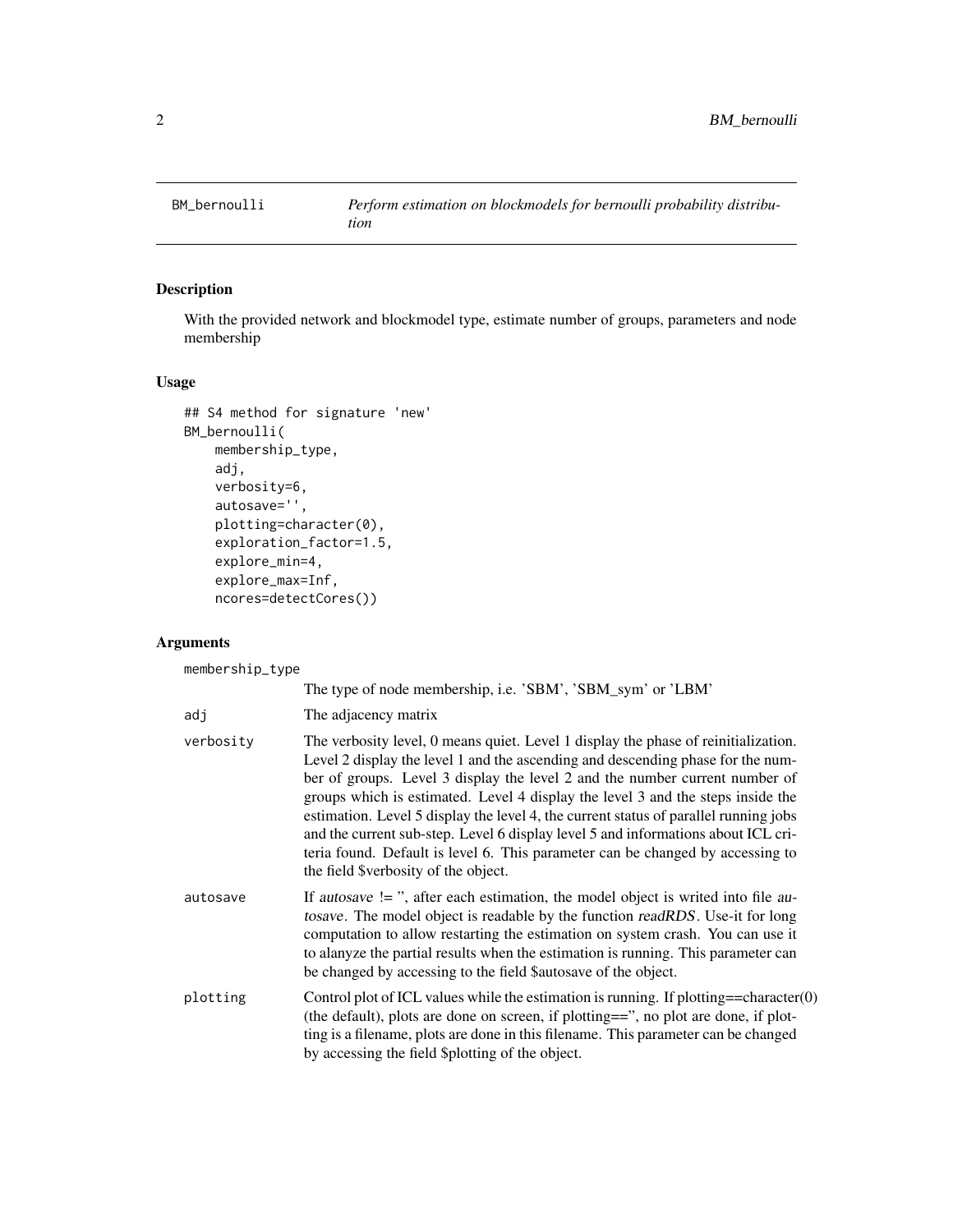BM_bernoulli — *Perform estimation on blockmodels for bernoulli probability distribution*

## Description

With the provided network and blockmodel type, estimate number of groups, parameters and node membership

## Usage

```
## S4 method for signature 'new'
BM_bernoulli(
    membership_type,
    adj,
    verbosity=6,
    autosave='',
    plotting=character(0),
    exploration_factor=1.5,
    explore_min=4,
    explore_max=Inf,
    ncores=detectCores())
```

## Arguments

**membership_type**
The type of node membership, i.e. 'SBM', 'SBM_sym' or 'LBM'

**adj**
The adjacency matrix

**verbosity**
The verbosity level, 0 means quiet. Level 1 display the phase of reinitialization. Level 2 display the level 1 and the ascending and descending phase for the number of groups. Level 3 display the level 2 and the number current number of groups which is estimated. Level 4 display the level 3 and the steps inside the estimation. Level 5 display the level 4, the current status of parallel running jobs and the current sub-step. Level 6 display level 5 and informations about ICL criteria found. Default is level 6. This parameter can be changed by accessing to the field $verbosity of the object.

**autosave**
If *autosave* != '', after each estimation, the model object is writed into file *autosave*. The model object is readable by the function *readRDS*. Use-it for long computation to allow restarting the estimation on system crash. You can use it to alanyze the partial results when the estimation is running. This parameter can be changed by accessing to the field $autosave of the object.

**plotting**
Control plot of ICL values while the estimation is running. If plotting==character(0) (the default), plots are done on screen, if plotting=='', no plot are done, if plotting is a filename, plots are done in this filename. This parameter can be changed by accessing the field $plotting of the object.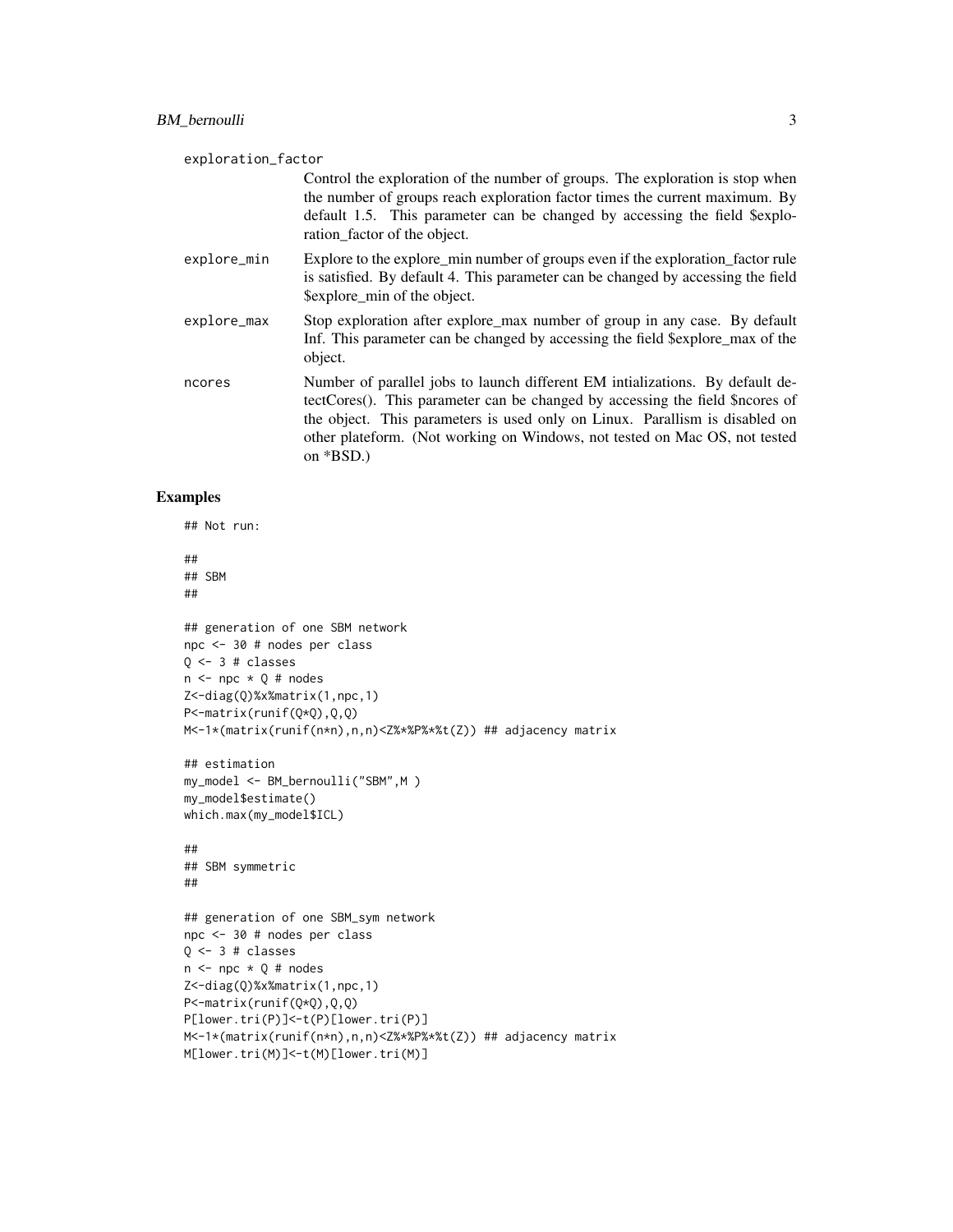exploration_factor
: Control the exploration of the number of groups. The exploration is stop when the number of groups reach exploration factor times the current maximum. By default 1.5. This parameter can be changed by accessing the field $exploration_factor of the object.

explore_min
: Explore to the explore_min number of groups even if the exploration_factor rule is satisfied. By default 4. This parameter can be changed by accessing the field $explore_min of the object.

explore_max
: Stop exploration after explore_max number of group in any case. By default Inf. This parameter can be changed by accessing the field $explore_max of the object.

ncores
: Number of parallel jobs to launch different EM intializations. By default detectCores(). This parameter can be changed by accessing the field $ncores of the object. This parameters is used only on Linux. Parallism is disabled on other plateform. (Not working on Windows, not tested on Mac OS, not tested on *BSD.)

## Examples

```
## Not run:

##
## SBM
##

## generation of one SBM network
npc <- 30 # nodes per class
Q <- 3 # classes
n <- npc * Q # nodes
Z<-diag(Q)%x%matrix(1,npc,1)
P<-matrix(runif(Q*Q),Q,Q)
M<-1*(matrix(runif(n*n),n,n)<Z%*%P%*%t(Z)) ## adjacency matrix

## estimation
my_model <- BM_bernoulli("SBM",M )
my_model$estimate()
which.max(my_model$ICL)

##
## SBM symmetric
##

## generation of one SBM_sym network
npc <- 30 # nodes per class
Q <- 3 # classes
n <- npc * Q # nodes
Z<-diag(Q)%x%matrix(1,npc,1)
P<-matrix(runif(Q*Q),Q,Q)
P[lower.tri(P)]<-t(P)[lower.tri(P)]
M<-1*(matrix(runif(n*n),n,n)<Z%*%P%*%t(Z)) ## adjacency matrix
M[lower.tri(M)]<-t(M)[lower.tri(M)]
```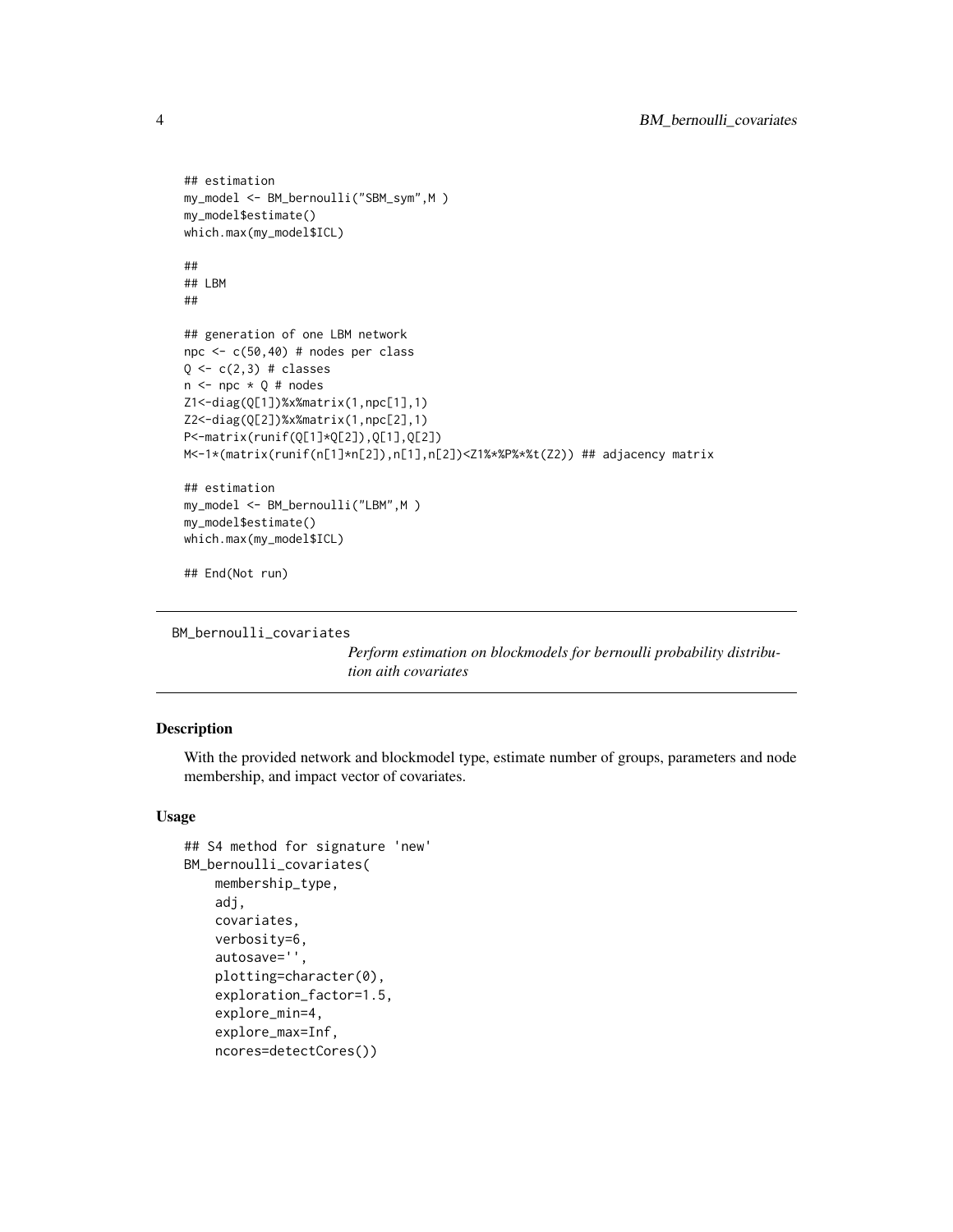```
## estimation
my_model <- BM_bernoulli("SBM_sym",M )
my_model$estimate()
which.max(my_model$ICL)

##
## LBM
##

## generation of one LBM network
npc <- c(50,40) # nodes per class
Q <- c(2,3) # classes
n <- npc * Q # nodes
Z1<-diag(Q[1])%x%matrix(1,npc[1],1)
Z2<-diag(Q[2])%x%matrix(1,npc[2],1)
P<-matrix(runif(Q[1]*Q[2]),Q[1],Q[2])
M<-1*(matrix(runif(n[1]*n[2]),n[1],n[2])<Z1%*%P%*%t(Z2)) ## adjacency matrix

## estimation
my_model <- BM_bernoulli("LBM",M )
my_model$estimate()
which.max(my_model$ICL)

## End(Not run)
```

---

BM_bernoulli_covariates

*Perform estimation on blockmodels for bernoulli probability distribution aith covariates*

---

### Description

With the provided network and blockmodel type, estimate number of groups, parameters and node membership, and impact vector of covariates.

### Usage

```
## S4 method for signature 'new'
BM_bernoulli_covariates(
    membership_type,
    adj,
    covariates,
    verbosity=6,
    autosave='',
    plotting=character(0),
    exploration_factor=1.5,
    explore_min=4,
    explore_max=Inf,
    ncores=detectCores())
```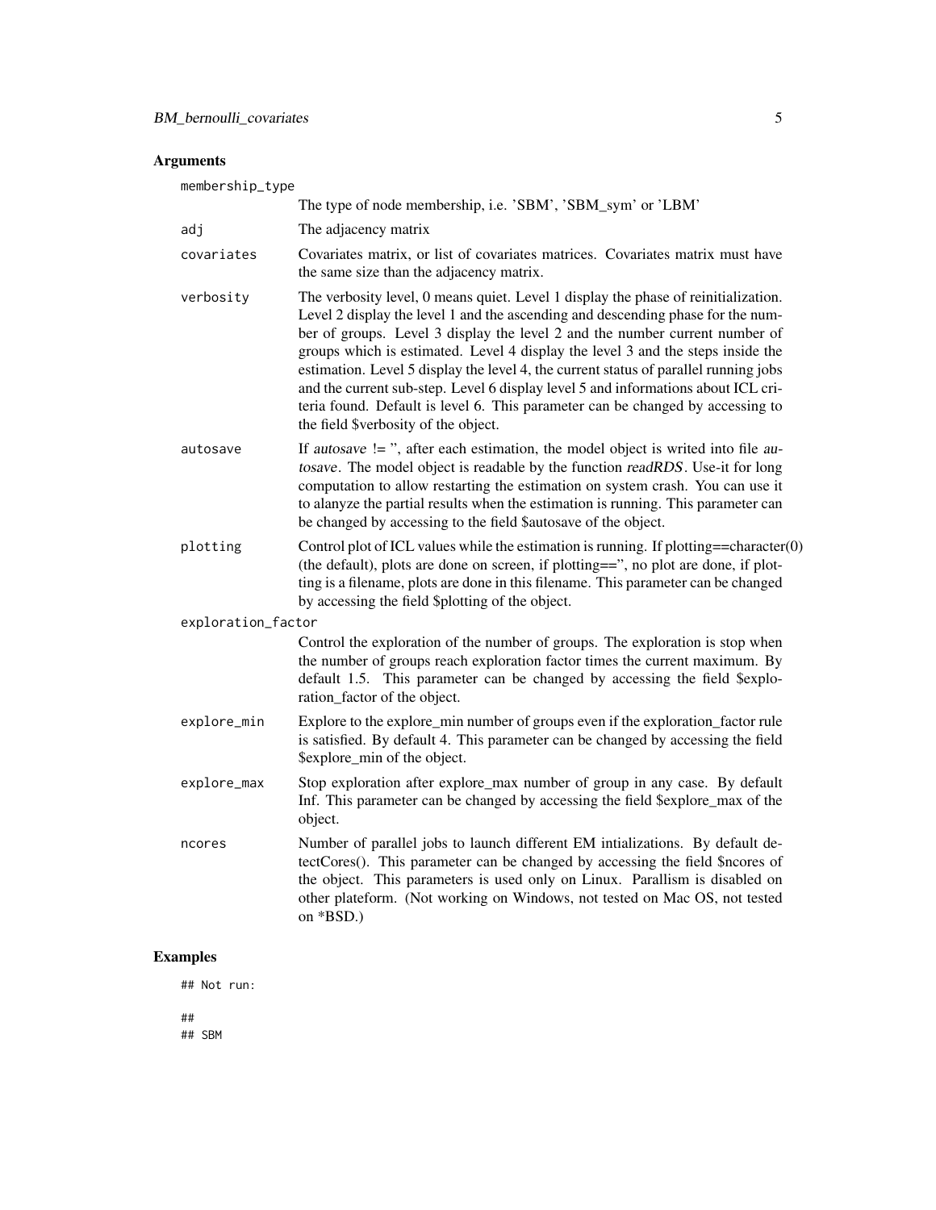## Arguments

**membership_type**
The type of node membership, i.e. 'SBM', 'SBM_sym' or 'LBM'

**adj**
The adjacency matrix

**covariates**
Covariates matrix, or list of covariates matrices. Covariates matrix must have the same size than the adjacency matrix.

**verbosity**
The verbosity level, 0 means quiet. Level 1 display the phase of reinitialization. Level 2 display the level 1 and the ascending and descending phase for the number of groups. Level 3 display the level 2 and the number current number of groups which is estimated. Level 4 display the level 3 and the steps inside the estimation. Level 5 display the level 4, the current status of parallel running jobs and the current sub-step. Level 6 display level 5 and informations about ICL criteria found. Default is level 6. This parameter can be changed by accessing to the field $verbosity of the object.

**autosave**
If *autosave* != '', after each estimation, the model object is writed into file *autosave*. The model object is readable by the function *readRDS*. Use-it for long computation to allow restarting the estimation on system crash. You can use it to alanyze the partial results when the estimation is running. This parameter can be changed by accessing to the field $autosave of the object.

**plotting**
Control plot of ICL values while the estimation is running. If plotting==character(0) (the default), plots are done on screen, if plotting=='', no plot are done, if plotting is a filename, plots are done in this filename. This parameter can be changed by accessing the field $plotting of the object.

**exploration_factor**
Control the exploration of the number of groups. The exploration is stop when the number of groups reach exploration factor times the current maximum. By default 1.5. This parameter can be changed by accessing the field $exploration_factor of the object.

**explore_min**
Explore to the explore_min number of groups even if the exploration_factor rule is satisfied. By default 4. This parameter can be changed by accessing the field $explore_min of the object.

**explore_max**
Stop exploration after explore_max number of group in any case. By default Inf. This parameter can be changed by accessing the field $explore_max of the object.

**ncores**
Number of parallel jobs to launch different EM intializations. By default detectCores(). This parameter can be changed by accessing the field $ncores of the object. This parameters is used only on Linux. Parallism is disabled on other plateform. (Not working on Windows, not tested on Mac OS, not tested on *BSD.)

## Examples

```
## Not run:

##
## SBM
```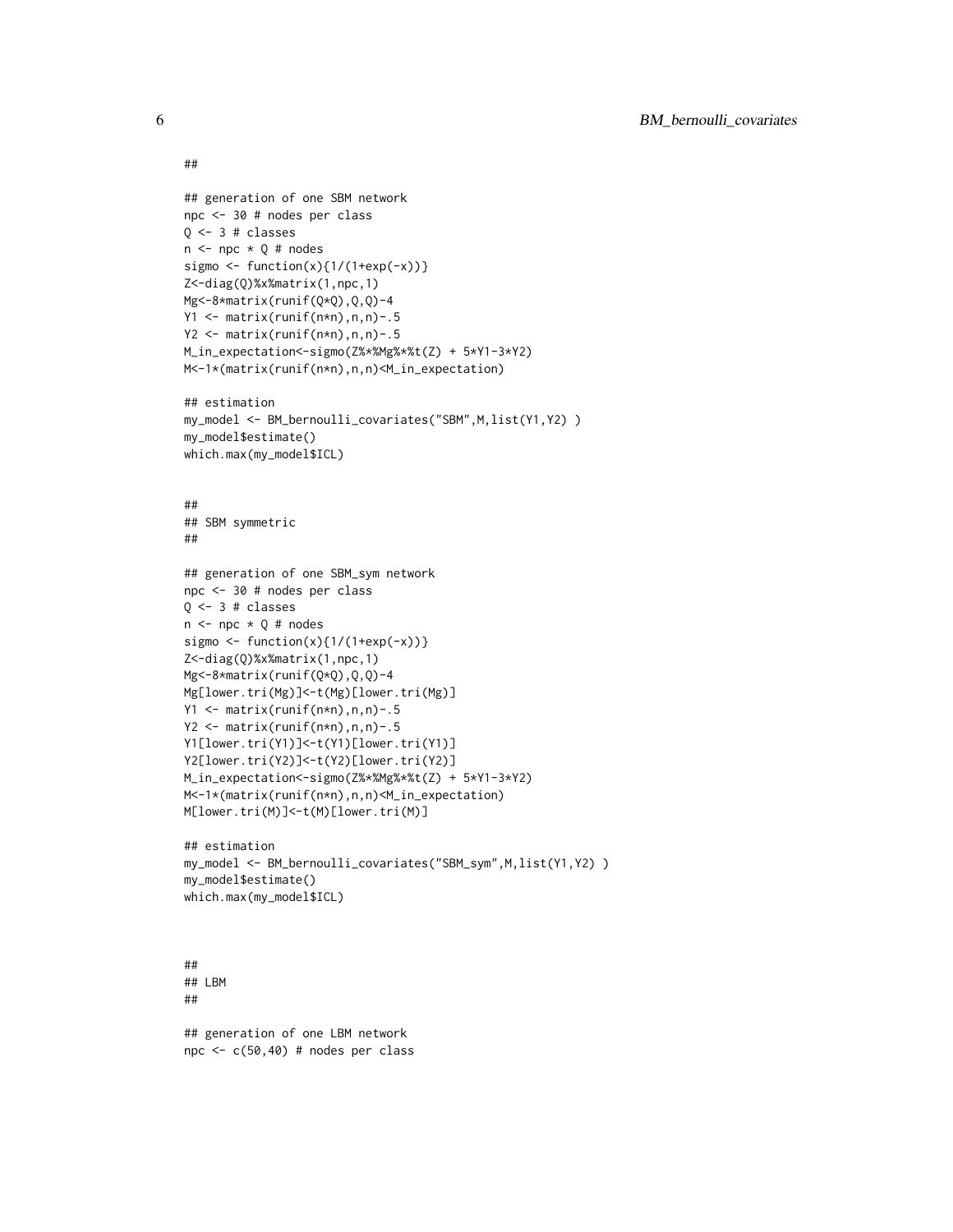```
##

## generation of one SBM network
npc <- 30 # nodes per class
Q <- 3 # classes
n <- npc * Q # nodes
sigmo <- function(x){1/(1+exp(-x))}
Z<-diag(Q)%x%matrix(1,npc,1)
Mg<-8*matrix(runif(Q*Q),Q,Q)-4
Y1 <- matrix(runif(n*n),n,n)-.5
Y2 <- matrix(runif(n*n),n,n)-.5
M_in_expectation<-sigmo(Z%*%Mg%*%t(Z) + 5*Y1-3*Y2)
M<-1*(matrix(runif(n*n),n,n)<M_in_expectation)

## estimation
my_model <- BM_bernoulli_covariates("SBM",M,list(Y1,Y2) )
my_model$estimate()
which.max(my_model$ICL)


##
## SBM symmetric
##

## generation of one SBM_sym network
npc <- 30 # nodes per class
Q <- 3 # classes
n <- npc * Q # nodes
sigmo <- function(x){1/(1+exp(-x))}
Z<-diag(Q)%x%matrix(1,npc,1)
Mg<-8*matrix(runif(Q*Q),Q,Q)-4
Mg[lower.tri(Mg)]<-t(Mg)[lower.tri(Mg)]
Y1 <- matrix(runif(n*n),n,n)-.5
Y2 <- matrix(runif(n*n),n,n)-.5
Y1[lower.tri(Y1)]<-t(Y1)[lower.tri(Y1)]
Y2[lower.tri(Y2)]<-t(Y2)[lower.tri(Y2)]
M_in_expectation<-sigmo(Z%*%Mg%*%t(Z) + 5*Y1-3*Y2)
M<-1*(matrix(runif(n*n),n,n)<M_in_expectation)
M[lower.tri(M)]<-t(M)[lower.tri(M)]

## estimation
my_model <- BM_bernoulli_covariates("SBM_sym",M,list(Y1,Y2) )
my_model$estimate()
which.max(my_model$ICL)



##
## LBM
##

## generation of one LBM network
npc <- c(50,40) # nodes per class
```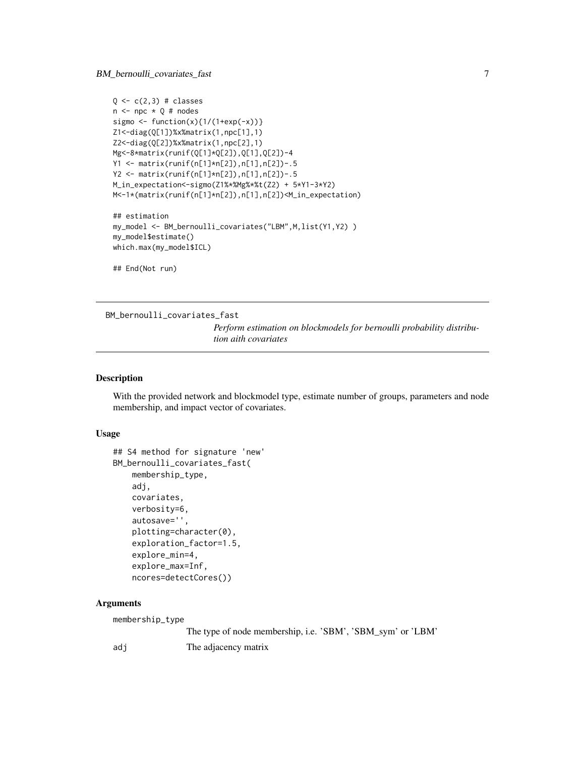```
Q <- c(2,3) # classes
n <- npc * Q # nodes
sigmo <- function(x){1/(1+exp(-x))}
Z1<-diag(Q[1])%x%matrix(1,npc[1],1)
Z2<-diag(Q[2])%x%matrix(1,npc[2],1)
Mg<-8*matrix(runif(Q[1]*Q[2]),Q[1],Q[2])-4
Y1 <- matrix(runif(n[1]*n[2]),n[1],n[2])-.5
Y2 <- matrix(runif(n[1]*n[2]),n[1],n[2])-.5
M_in_expectation<-sigmo(Z1%*%Mg%*%t(Z2) + 5*Y1-3*Y2)
M<-1*(matrix(runif(n[1]*n[2]),n[1],n[2])<M_in_expectation)

## estimation
my_model <- BM_bernoulli_covariates("LBM",M,list(Y1,Y2) )
my_model$estimate()
which.max(my_model$ICL)

## End(Not run)
```

---

## BM_bernoulli_covariates_fast

*Perform estimation on blockmodels for bernoulli probability distribution aith covariates*

---

### Description

With the provided network and blockmodel type, estimate number of groups, parameters and node membership, and impact vector of covariates.

### Usage

```
## S4 method for signature 'new'
BM_bernoulli_covariates_fast(
    membership_type,
    adj,
    covariates,
    verbosity=6,
    autosave='',
    plotting=character(0),
    exploration_factor=1.5,
    explore_min=4,
    explore_max=Inf,
    ncores=detectCores())
```

### Arguments

| | |
|---|---|
| membership_type | The type of node membership, i.e. 'SBM', 'SBM_sym' or 'LBM' |
| adj | The adjacency matrix |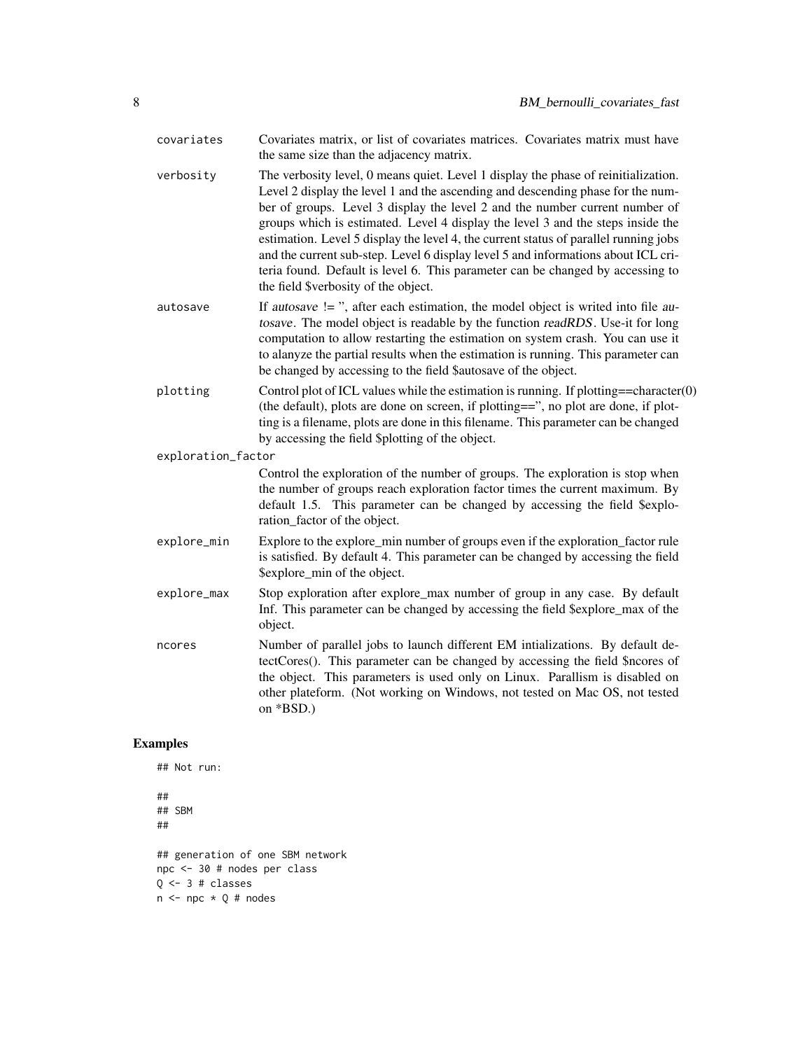covariates
: Covariates matrix, or list of covariates matrices. Covariates matrix must have the same size than the adjacency matrix.

verbosity
: The verbosity level, 0 means quiet. Level 1 display the phase of reinitialization. Level 2 display the level 1 and the ascending and descending phase for the number of groups. Level 3 display the level 2 and the number current number of groups which is estimated. Level 4 display the level 3 and the steps inside the estimation. Level 5 display the level 4, the current status of parallel running jobs and the current sub-step. Level 6 display level 5 and informations about ICL criteria found. Default is level 6. This parameter can be changed by accessing to the field $verbosity of the object.

autosave
: If *autosave* != '', after each estimation, the model object is writed into file *autosave*. The model object is readable by the function *readRDS*. Use-it for long computation to allow restarting the estimation on system crash. You can use it to alanyze the partial results when the estimation is running. This parameter can be changed by accessing to the field $autosave of the object.

plotting
: Control plot of ICL values while the estimation is running. If plotting==character(0) (the default), plots are done on screen, if plotting=='', no plot are done, if plotting is a filename, plots are done in this filename. This parameter can be changed by accessing the field $plotting of the object.

exploration_factor
: Control the exploration of the number of groups. The exploration is stop when the number of groups reach exploration factor times the current maximum. By default 1.5. This parameter can be changed by accessing the field $exploration_factor of the object.

explore_min
: Explore to the explore_min number of groups even if the exploration_factor rule is satisfied. By default 4. This parameter can be changed by accessing the field $explore_min of the object.

explore_max
: Stop exploration after explore_max number of group in any case. By default Inf. This parameter can be changed by accessing the field $explore_max of the object.

ncores
: Number of parallel jobs to launch different EM intializations. By default detectCores(). This parameter can be changed by accessing the field $ncores of the object. This parameters is used only on Linux. Parallism is disabled on other plateform. (Not working on Windows, not tested on Mac OS, not tested on *BSD.)

## Examples

```
## Not run:

##
## SBM
##

## generation of one SBM network
npc <- 30 # nodes per class
Q <- 3 # classes
n <- npc * Q # nodes
```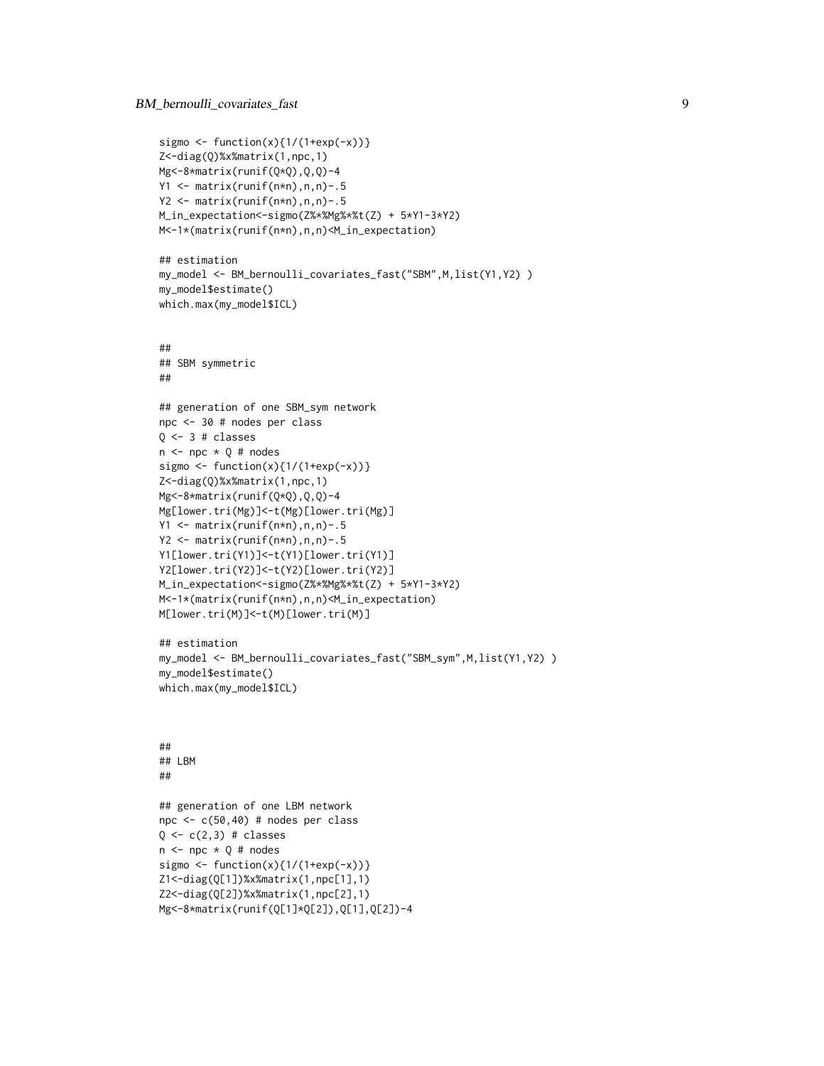```
sigmo <- function(x){1/(1+exp(-x))}
Z<-diag(Q)%x%matrix(1,npc,1)
Mg<-8*matrix(runif(Q*Q),Q,Q)-4
Y1 <- matrix(runif(n*n),n,n)-.5
Y2 <- matrix(runif(n*n),n,n)-.5
M_in_expectation<-sigmo(Z%*%Mg%*%t(Z) + 5*Y1-3*Y2)
M<-1*(matrix(runif(n*n),n,n)<M_in_expectation)

## estimation
my_model <- BM_bernoulli_covariates_fast("SBM",M,list(Y1,Y2) )
my_model$estimate()
which.max(my_model$ICL)


##
## SBM symmetric
##

## generation of one SBM_sym network
npc <- 30 # nodes per class
Q <- 3 # classes
n <- npc * Q # nodes
sigmo <- function(x){1/(1+exp(-x))}
Z<-diag(Q)%x%matrix(1,npc,1)
Mg<-8*matrix(runif(Q*Q),Q,Q)-4
Mg[lower.tri(Mg)]<-t(Mg)[lower.tri(Mg)]
Y1 <- matrix(runif(n*n),n,n)-.5
Y2 <- matrix(runif(n*n),n,n)-.5
Y1[lower.tri(Y1)]<-t(Y1)[lower.tri(Y1)]
Y2[lower.tri(Y2)]<-t(Y2)[lower.tri(Y2)]
M_in_expectation<-sigmo(Z%*%Mg%*%t(Z) + 5*Y1-3*Y2)
M<-1*(matrix(runif(n*n),n,n)<M_in_expectation)
M[lower.tri(M)]<-t(M)[lower.tri(M)]

## estimation
my_model <- BM_bernoulli_covariates_fast("SBM_sym",M,list(Y1,Y2) )
my_model$estimate()
which.max(my_model$ICL)



##
## LBM
##

## generation of one LBM network
npc <- c(50,40) # nodes per class
Q <- c(2,3) # classes
n <- npc * Q # nodes
sigmo <- function(x){1/(1+exp(-x))}
Z1<-diag(Q[1])%x%matrix(1,npc[1],1)
Z2<-diag(Q[2])%x%matrix(1,npc[2],1)
Mg<-8*matrix(runif(Q[1]*Q[2]),Q[1],Q[2])-4
```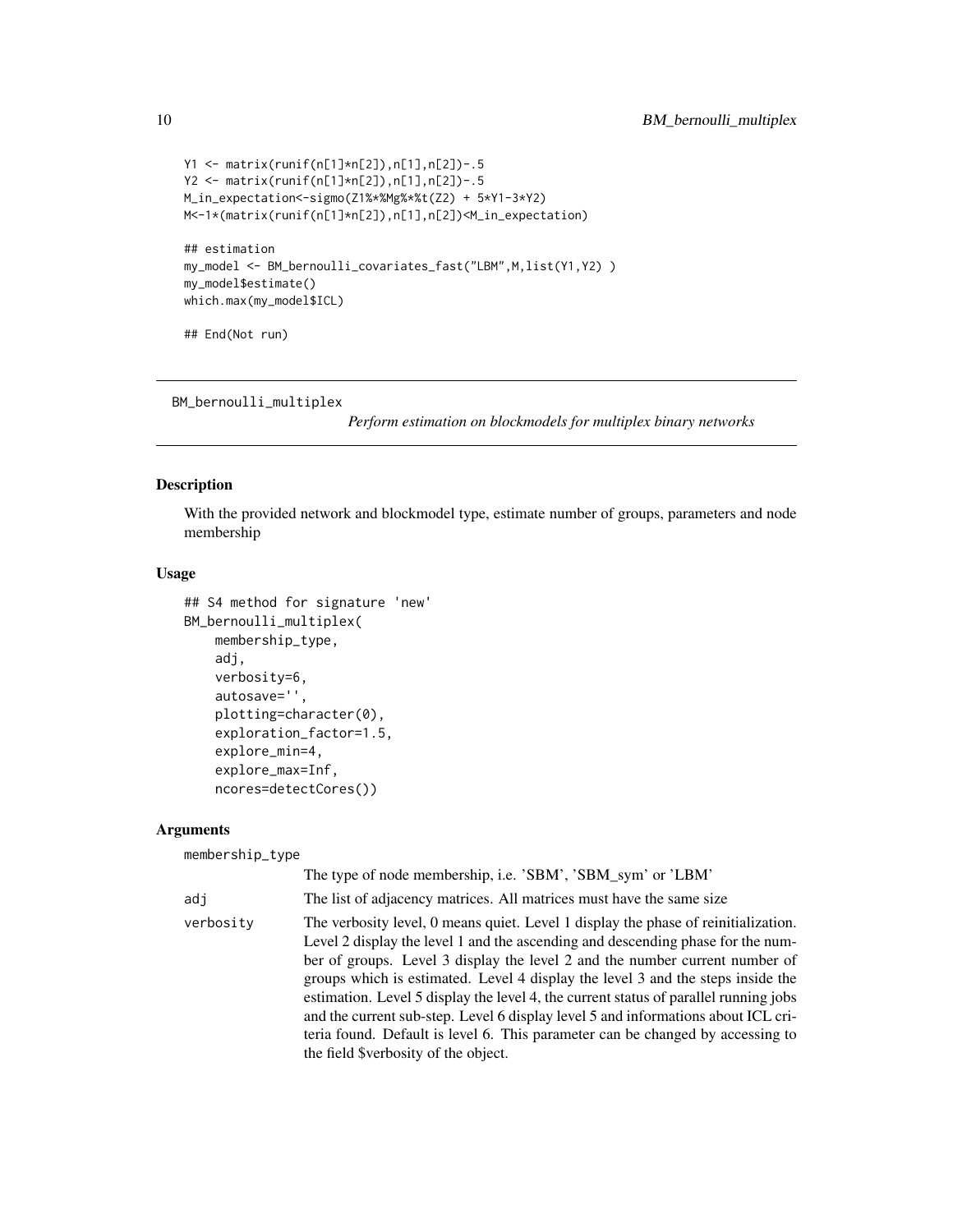```
Y1 <- matrix(runif(n[1]*n[2]),n[1],n[2])-.5
Y2 <- matrix(runif(n[1]*n[2]),n[1],n[2])-.5
M_in_expectation<-sigmo(Z1%*%Mg%*%t(Z2) + 5*Y1-3*Y2)
M<-1*(matrix(runif(n[1]*n[2]),n[1],n[2])<M_in_expectation)

## estimation
my_model <- BM_bernoulli_covariates_fast("LBM",M,list(Y1,Y2) )
my_model$estimate()
which.max(my_model$ICL)

## End(Not run)
```

---

`BM_bernoulli_multiplex` *Perform estimation on blockmodels for multiplex binary networks*

---

## Description

With the provided network and blockmodel type, estimate number of groups, parameters and node membership

## Usage

```
## S4 method for signature 'new'
BM_bernoulli_multiplex(
    membership_type,
    adj,
    verbosity=6,
    autosave='',
    plotting=character(0),
    exploration_factor=1.5,
    explore_min=4,
    explore_max=Inf,
    ncores=detectCores())
```

## Arguments

`membership_type`
The type of node membership, i.e. 'SBM', 'SBM_sym' or 'LBM'

`adj`
The list of adjacency matrices. All matrices must have the same size

`verbosity`
The verbosity level, 0 means quiet. Level 1 display the phase of reinitialization. Level 2 display the level 1 and the ascending and descending phase for the number of groups. Level 3 display the level 2 and the number current number of groups which is estimated. Level 4 display the level 3 and the steps inside the estimation. Level 5 display the level 4, the current status of parallel running jobs and the current sub-step. Level 6 display level 5 and informations about ICL criteria found. Default is level 6. This parameter can be changed by accessing to the field $verbosity of the object.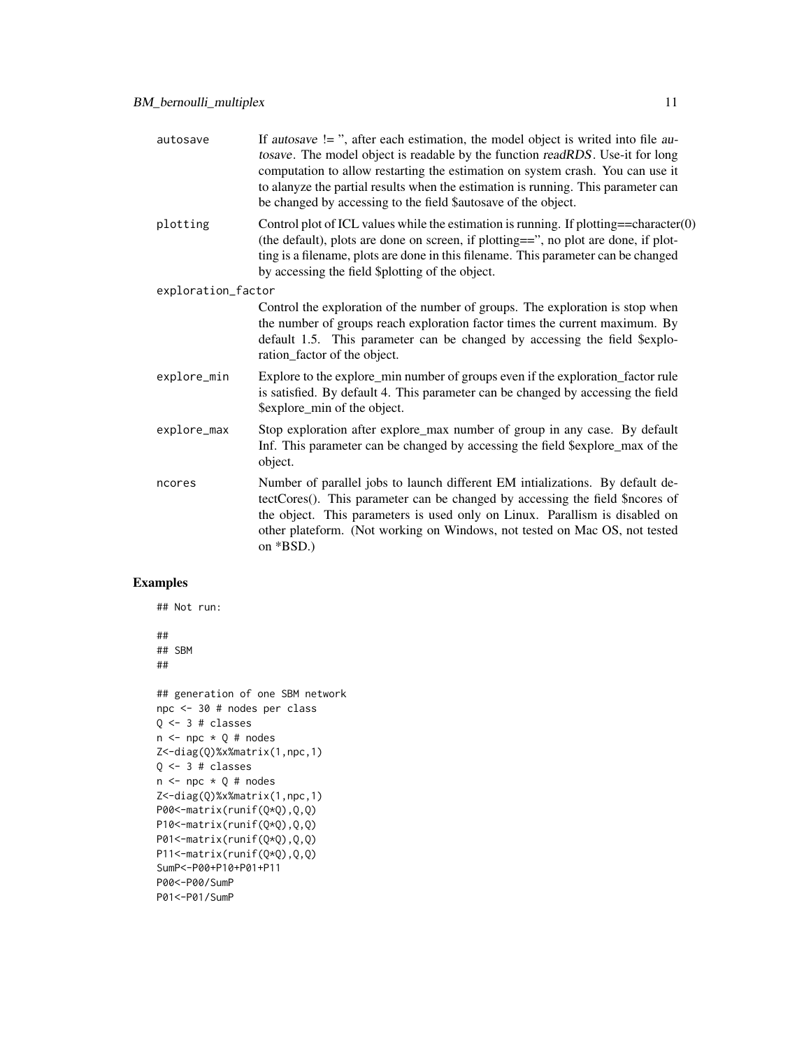| | |
|---|---|
| autosave | If *autosave* != '', after each estimation, the model object is writed into file *autosave*. The model object is readable by the function *readRDS*. Use-it for long computation to allow restarting the estimation on system crash. You can use it to alanyze the partial results when the estimation is running. This parameter can be changed by accessing to the field $autosave of the object. |
| plotting | Control plot of ICL values while the estimation is running. If plotting==character(0) (the default), plots are done on screen, if plotting=='', no plot are done, if plotting is a filename, plots are done in this filename. This parameter can be changed by accessing the field $plotting of the object. |
| exploration_factor | Control the exploration of the number of groups. The exploration is stop when the number of groups reach exploration factor times the current maximum. By default 1.5. This parameter can be changed by accessing the field $exploration_factor of the object. |
| explore_min | Explore to the explore_min number of groups even if the exploration_factor rule is satisfied. By default 4. This parameter can be changed by accessing the field $explore_min of the object. |
| explore_max | Stop exploration after explore_max number of group in any case. By default Inf. This parameter can be changed by accessing the field $explore_max of the object. |
| ncores | Number of parallel jobs to launch different EM intializations. By default detectCores(). This parameter can be changed by accessing the field $ncores of the object. This parameters is used only on Linux. Parallism is disabled on other plateform. (Not working on Windows, not tested on Mac OS, not tested on *BSD.) |

## Examples

```
## Not run:

##
## SBM
##

## generation of one SBM network
npc <- 30 # nodes per class
Q <- 3 # classes
n <- npc * Q # nodes
Z<-diag(Q)%x%matrix(1,npc,1)
Q <- 3 # classes
n <- npc * Q # nodes
Z<-diag(Q)%x%matrix(1,npc,1)
P00<-matrix(runif(Q*Q),Q,Q)
P10<-matrix(runif(Q*Q),Q,Q)
P01<-matrix(runif(Q*Q),Q,Q)
P11<-matrix(runif(Q*Q),Q,Q)
SumP<-P00+P10+P01+P11
P00<-P00/SumP
P01<-P01/SumP
```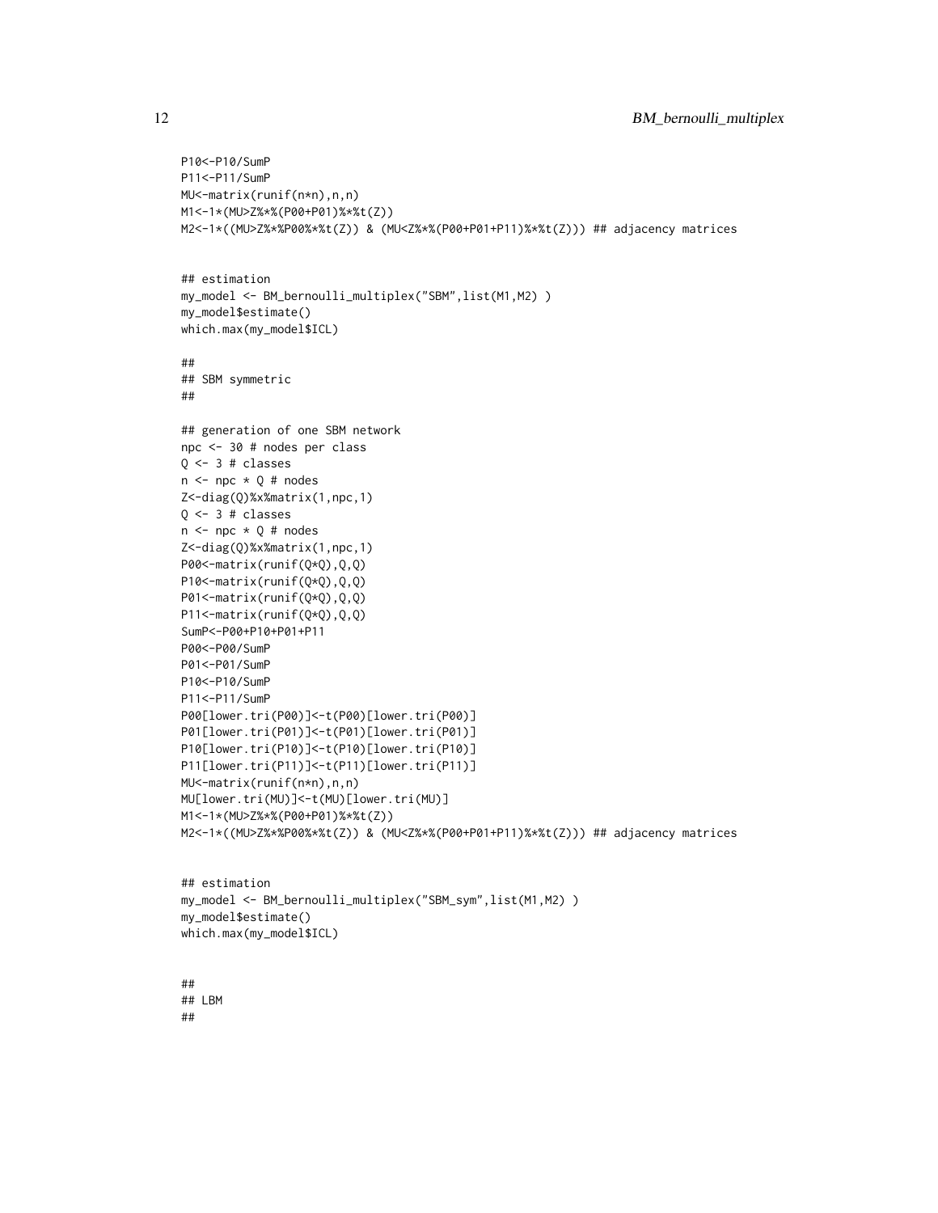```
P10<-P10/SumP
P11<-P11/SumP
MU<-matrix(runif(n*n),n,n)
M1<-1*(MU>Z%*%(P00+P01)%*%t(Z))
M2<-1*((MU>Z%*%P00%*%t(Z)) & (MU<Z%*%(P00+P01+P11)%*%t(Z))) ## adjacency matrices


## estimation
my_model <- BM_bernoulli_multiplex("SBM",list(M1,M2) )
my_model$estimate()
which.max(my_model$ICL)

##
## SBM symmetric
##

## generation of one SBM network
npc <- 30 # nodes per class
Q <- 3 # classes
n <- npc * Q # nodes
Z<-diag(Q)%x%matrix(1,npc,1)
Q <- 3 # classes
n <- npc * Q # nodes
Z<-diag(Q)%x%matrix(1,npc,1)
P00<-matrix(runif(Q*Q),Q,Q)
P10<-matrix(runif(Q*Q),Q,Q)
P01<-matrix(runif(Q*Q),Q,Q)
P11<-matrix(runif(Q*Q),Q,Q)
SumP<-P00+P10+P01+P11
P00<-P00/SumP
P01<-P01/SumP
P10<-P10/SumP
P11<-P11/SumP
P00[lower.tri(P00)]<-t(P00)[lower.tri(P00)]
P01[lower.tri(P01)]<-t(P01)[lower.tri(P01)]
P10[lower.tri(P10)]<-t(P10)[lower.tri(P10)]
P11[lower.tri(P11)]<-t(P11)[lower.tri(P11)]
MU<-matrix(runif(n*n),n,n)
MU[lower.tri(MU)]<-t(MU)[lower.tri(MU)]
M1<-1*(MU>Z%*%(P00+P01)%*%t(Z))
M2<-1*((MU>Z%*%P00%*%t(Z)) & (MU<Z%*%(P00+P01+P11)%*%t(Z))) ## adjacency matrices


## estimation
my_model <- BM_bernoulli_multiplex("SBM_sym",list(M1,M2) )
my_model$estimate()
which.max(my_model$ICL)


##
## LBM
##
```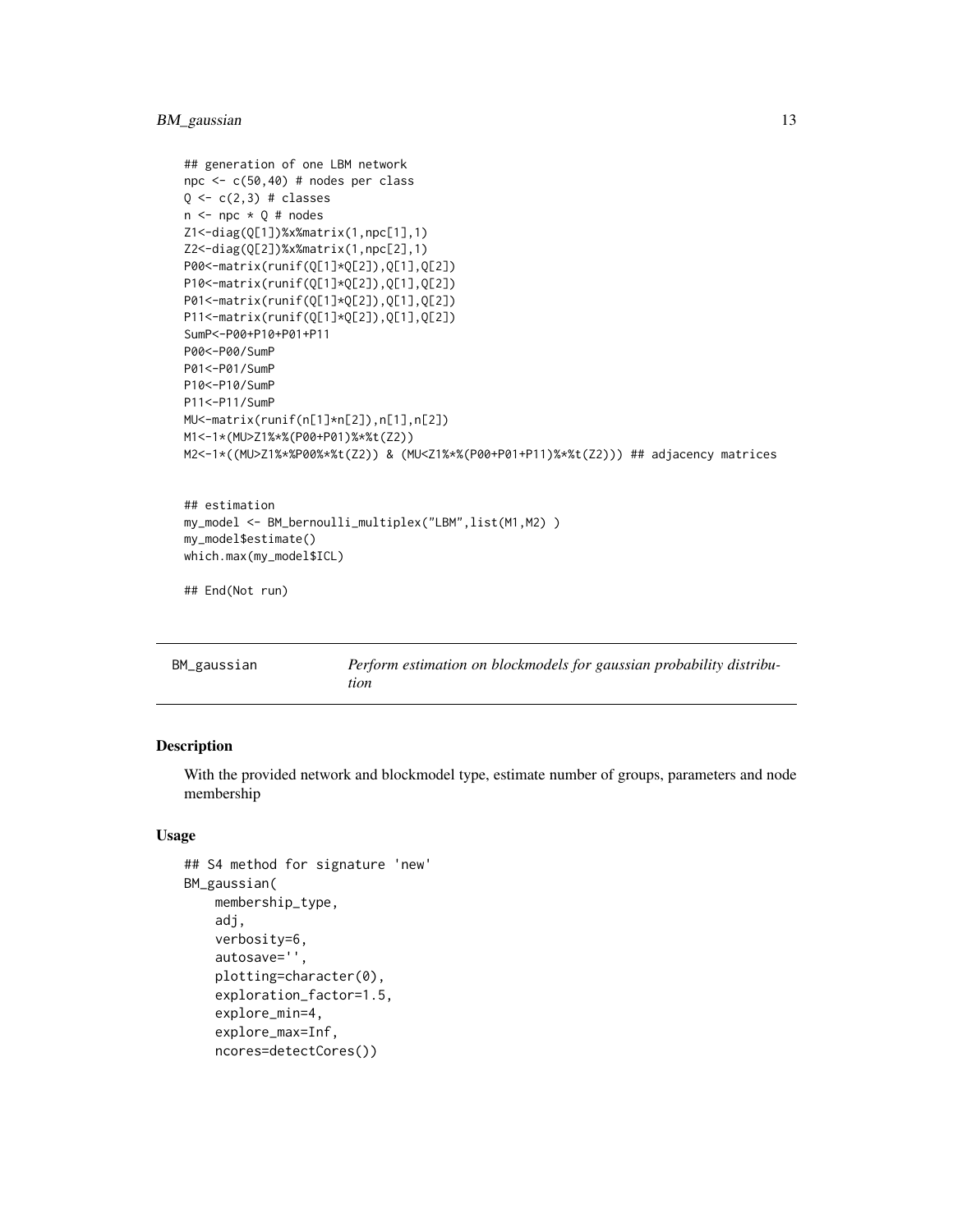```
## generation of one LBM network
npc <- c(50,40) # nodes per class
Q <- c(2,3) # classes
n <- npc * Q # nodes
Z1<-diag(Q[1])%x%matrix(1,npc[1],1)
Z2<-diag(Q[2])%x%matrix(1,npc[2],1)
P00<-matrix(runif(Q[1]*Q[2]),Q[1],Q[2])
P10<-matrix(runif(Q[1]*Q[2]),Q[1],Q[2])
P01<-matrix(runif(Q[1]*Q[2]),Q[1],Q[2])
P11<-matrix(runif(Q[1]*Q[2]),Q[1],Q[2])
SumP<-P00+P10+P01+P11
P00<-P00/SumP
P01<-P01/SumP
P10<-P10/SumP
P11<-P11/SumP
MU<-matrix(runif(n[1]*n[2]),n[1],n[2])
M1<-1*(MU>Z1%*%(P00+P01)%*%t(Z2))
M2<-1*((MU>Z1%*%P00%*%t(Z2)) & (MU<Z1%*%(P00+P01+P11)%*%t(Z2))) ## adjacency matrices


## estimation
my_model <- BM_bernoulli_multiplex("LBM",list(M1,M2) )
my_model$estimate()
which.max(my_model$ICL)

## End(Not run)
```

---

## BM_gaussian — *Perform estimation on blockmodels for gaussian probability distribution*

### Description

With the provided network and blockmodel type, estimate number of groups, parameters and node membership

### Usage

```
## S4 method for signature 'new'
BM_gaussian(
    membership_type,
    adj,
    verbosity=6,
    autosave='',
    plotting=character(0),
    exploration_factor=1.5,
    explore_min=4,
    explore_max=Inf,
    ncores=detectCores())
```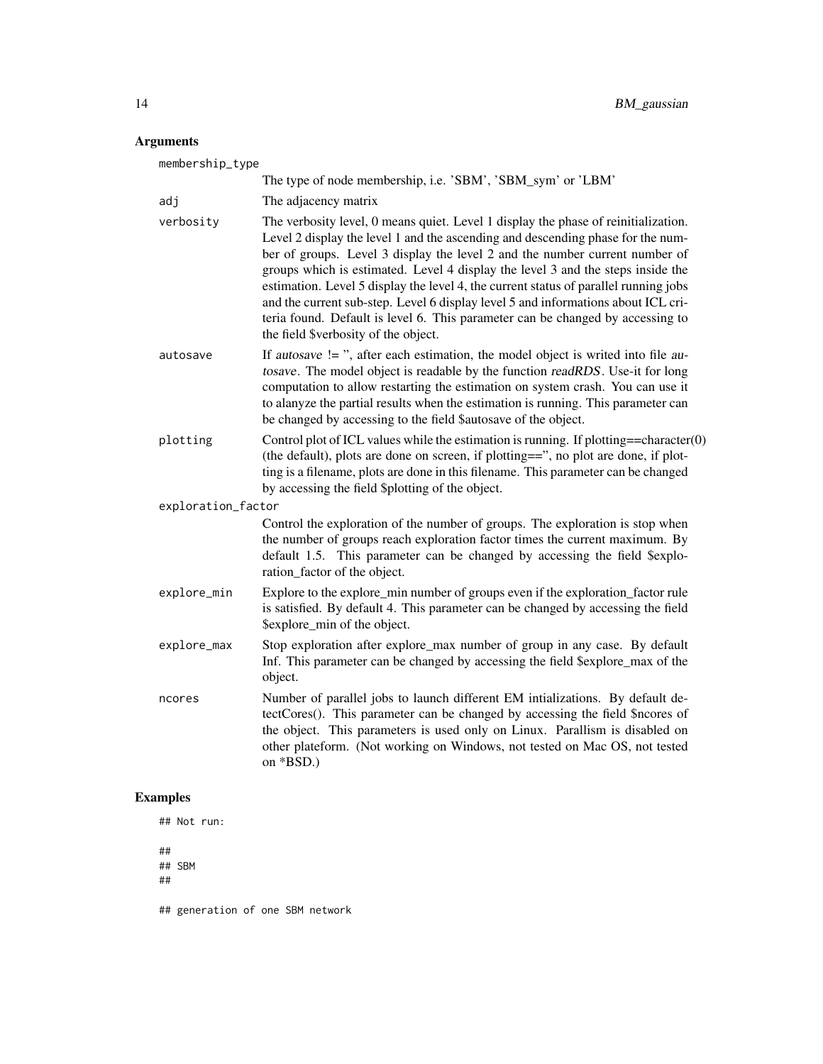### Arguments

**membership_type**
The type of node membership, i.e. 'SBM', 'SBM_sym' or 'LBM'

**adj**
The adjacency matrix

**verbosity**
The verbosity level, 0 means quiet. Level 1 display the phase of reinitialization. Level 2 display the level 1 and the ascending and descending phase for the number of groups. Level 3 display the level 2 and the number current number of groups which is estimated. Level 4 display the level 3 and the steps inside the estimation. Level 5 display the level 4, the current status of parallel running jobs and the current sub-step. Level 6 display level 5 and informations about ICL criteria found. Default is level 6. This parameter can be changed by accessing to the field $verbosity of the object.

**autosave**
If *autosave* != '', after each estimation, the model object is writed into file *autosave*. The model object is readable by the function *readRDS*. Use-it for long computation to allow restarting the estimation on system crash. You can use it to alanyze the partial results when the estimation is running. This parameter can be changed by accessing to the field $autosave of the object.

**plotting**
Control plot of ICL values while the estimation is running. If plotting==character(0) (the default), plots are done on screen, if plotting=='', no plot are done, if plotting is a filename, plots are done in this filename. This parameter can be changed by accessing the field $plotting of the object.

**exploration_factor**
Control the exploration of the number of groups. The exploration is stop when the number of groups reach exploration factor times the current maximum. By default 1.5. This parameter can be changed by accessing the field $exploration_factor of the object.

**explore_min**
Explore to the explore_min number of groups even if the exploration_factor rule is satisfied. By default 4. This parameter can be changed by accessing the field $explore_min of the object.

**explore_max**
Stop exploration after explore_max number of group in any case. By default Inf. This parameter can be changed by accessing the field $explore_max of the object.

**ncores**
Number of parallel jobs to launch different EM intializations. By default detectCores(). This parameter can be changed by accessing the field $ncores of the object. This parameters is used only on Linux. Parallism is disabled on other plateform. (Not working on Windows, not tested on Mac OS, not tested on *BSD.)

### Examples

```
## Not run:

##
## SBM
##

## generation of one SBM network
```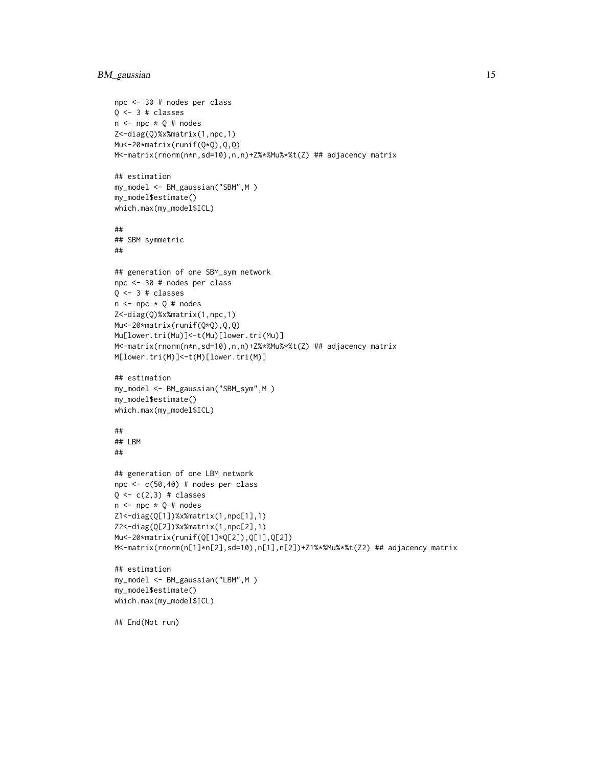```
npc <- 30 # nodes per class
Q <- 3 # classes
n <- npc * Q # nodes
Z<-diag(Q)%x%matrix(1,npc,1)
Mu<-20*matrix(runif(Q*Q),Q,Q)
M<-matrix(rnorm(n*n,sd=10),n,n)+Z%*%Mu%*%t(Z) ## adjacency matrix

## estimation
my_model <- BM_gaussian("SBM",M )
my_model$estimate()
which.max(my_model$ICL)

##
## SBM symmetric
##

## generation of one SBM_sym network
npc <- 30 # nodes per class
Q <- 3 # classes
n <- npc * Q # nodes
Z<-diag(Q)%x%matrix(1,npc,1)
Mu<-20*matrix(runif(Q*Q),Q,Q)
Mu[lower.tri(Mu)]<-t(Mu)[lower.tri(Mu)]
M<-matrix(rnorm(n*n,sd=10),n,n)+Z%*%Mu%*%t(Z) ## adjacency matrix
M[lower.tri(M)]<-t(M)[lower.tri(M)]

## estimation
my_model <- BM_gaussian("SBM_sym",M )
my_model$estimate()
which.max(my_model$ICL)

##
## LBM
##

## generation of one LBM network
npc <- c(50,40) # nodes per class
Q <- c(2,3) # classes
n <- npc * Q # nodes
Z1<-diag(Q[1])%x%matrix(1,npc[1],1)
Z2<-diag(Q[2])%x%matrix(1,npc[2],1)
Mu<-20*matrix(runif(Q[1]*Q[2]),Q[1],Q[2])
M<-matrix(rnorm(n[1]*n[2],sd=10),n[1],n[2])+Z1%*%Mu%*%t(Z2) ## adjacency matrix

## estimation
my_model <- BM_gaussian("LBM",M )
my_model$estimate()
which.max(my_model$ICL)

## End(Not run)
```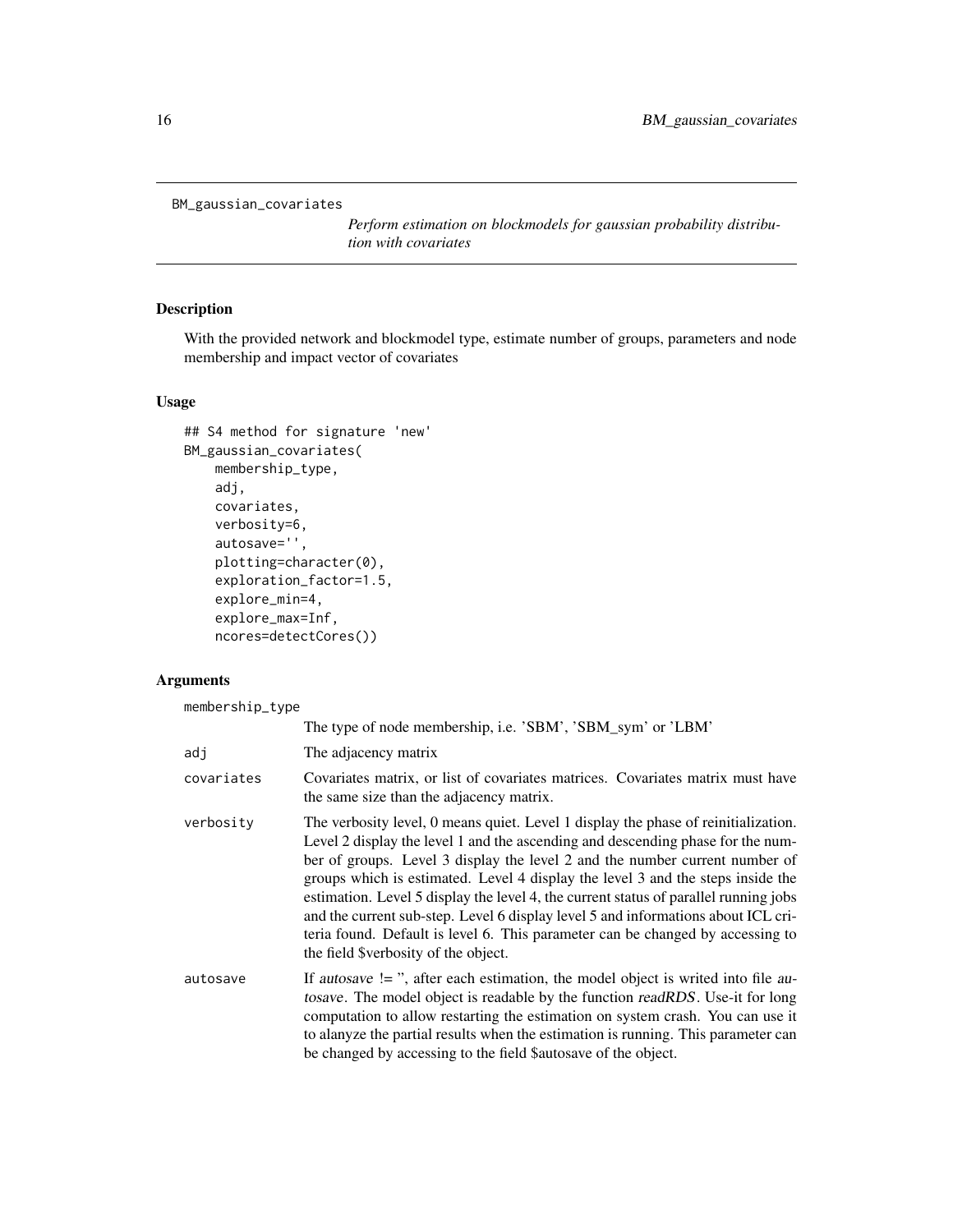BM_gaussian_covariates

*Perform estimation on blockmodels for gaussian probability distribution with covariates*

## Description

With the provided network and blockmodel type, estimate number of groups, parameters and node membership and impact vector of covariates

## Usage

```
## S4 method for signature 'new'
BM_gaussian_covariates(
    membership_type,
    adj,
    covariates,
    verbosity=6,
    autosave='',
    plotting=character(0),
    exploration_factor=1.5,
    explore_min=4,
    explore_max=Inf,
    ncores=detectCores())
```

## Arguments

| | |
|---|---|
| membership_type | The type of node membership, i.e. 'SBM', 'SBM_sym' or 'LBM' |
| adj | The adjacency matrix |
| covariates | Covariates matrix, or list of covariates matrices. Covariates matrix must have the same size than the adjacency matrix. |
| verbosity | The verbosity level, 0 means quiet. Level 1 display the phase of reinitialization. Level 2 display the level 1 and the ascending and descending phase for the number of groups. Level 3 display the level 2 and the number current number of groups which is estimated. Level 4 display the level 3 and the steps inside the estimation. Level 5 display the level 4, the current status of parallel running jobs and the current sub-step. Level 6 display level 5 and informations about ICL criteria found. Default is level 6. This parameter can be changed by accessing to the field $verbosity of the object. |
| autosave | If *autosave* != '', after each estimation, the model object is writed into file *autosave*. The model object is readable by the function *readRDS*. Use-it for long computation to allow restarting the estimation on system crash. You can use it to alanyze the partial results when the estimation is running. This parameter can be changed by accessing to the field $autosave of the object. |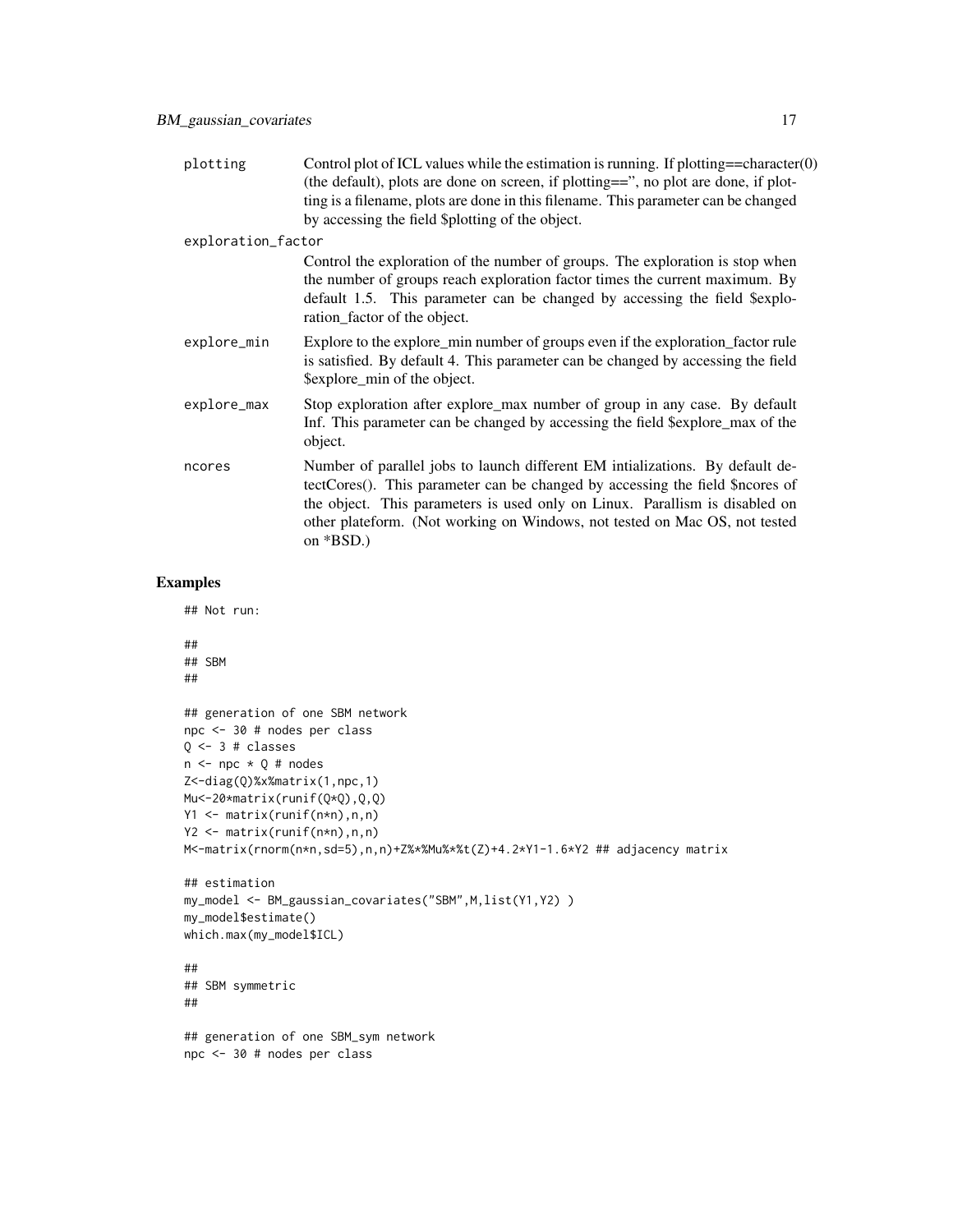plotting
: Control plot of ICL values while the estimation is running. If plotting==character(0) (the default), plots are done on screen, if plotting=='', no plot are done, if plotting is a filename, plots are done in this filename. This parameter can be changed by accessing the field $plotting of the object.

exploration_factor
: Control the exploration of the number of groups. The exploration is stop when the number of groups reach exploration factor times the current maximum. By default 1.5. This parameter can be changed by accessing the field $exploration_factor of the object.

explore_min
: Explore to the explore_min number of groups even if the exploration_factor rule is satisfied. By default 4. This parameter can be changed by accessing the field $explore_min of the object.

explore_max
: Stop exploration after explore_max number of group in any case. By default Inf. This parameter can be changed by accessing the field $explore_max of the object.

ncores
: Number of parallel jobs to launch different EM intializations. By default detectCores(). This parameter can be changed by accessing the field $ncores of the object. This parameters is used only on Linux. Parallism is disabled on other plateform. (Not working on Windows, not tested on Mac OS, not tested on *BSD.)

## Examples

```
## Not run:

##
## SBM
##

## generation of one SBM network
npc <- 30 # nodes per class
Q <- 3 # classes
n <- npc * Q # nodes
Z<-diag(Q)%x%matrix(1,npc,1)
Mu<-20*matrix(runif(Q*Q),Q,Q)
Y1 <- matrix(runif(n*n),n,n)
Y2 <- matrix(runif(n*n),n,n)
M<-matrix(rnorm(n*n,sd=5),n,n)+Z%*%Mu%*%t(Z)+4.2*Y1-1.6*Y2 ## adjacency matrix

## estimation
my_model <- BM_gaussian_covariates("SBM",M,list(Y1,Y2) )
my_model$estimate()
which.max(my_model$ICL)

##
## SBM symmetric
##

## generation of one SBM_sym network
npc <- 30 # nodes per class
```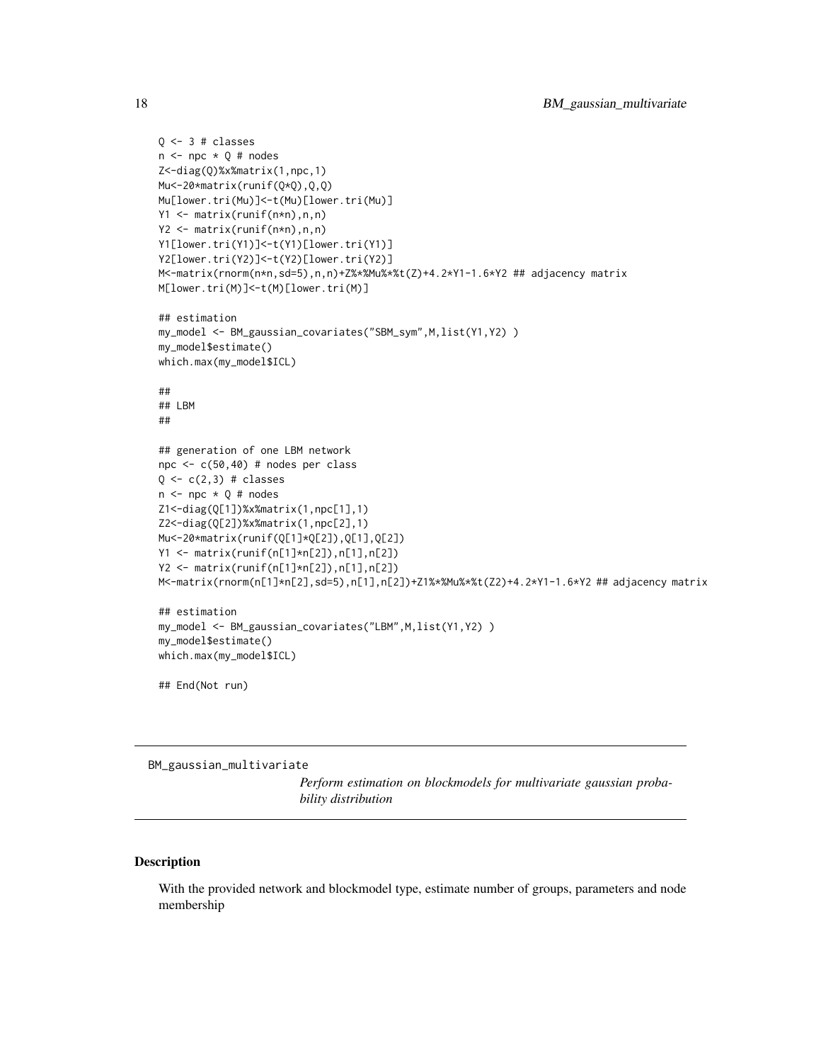```
Q <- 3 # classes
n <- npc * Q # nodes
Z<-diag(Q)%x%matrix(1,npc,1)
Mu<-20*matrix(runif(Q*Q),Q,Q)
Mu[lower.tri(Mu)]<-t(Mu)[lower.tri(Mu)]
Y1 <- matrix(runif(n*n),n,n)
Y2 <- matrix(runif(n*n),n,n)
Y1[lower.tri(Y1)]<-t(Y1)[lower.tri(Y1)]
Y2[lower.tri(Y2)]<-t(Y2)[lower.tri(Y2)]
M<-matrix(rnorm(n*n,sd=5),n,n)+Z%*%Mu%*%t(Z)+4.2*Y1-1.6*Y2 ## adjacency matrix
M[lower.tri(M)]<-t(M)[lower.tri(M)]

## estimation
my_model <- BM_gaussian_covariates("SBM_sym",M,list(Y1,Y2) )
my_model$estimate()
which.max(my_model$ICL)

##
## LBM
##

## generation of one LBM network
npc <- c(50,40) # nodes per class
Q <- c(2,3) # classes
n <- npc * Q # nodes
Z1<-diag(Q[1])%x%matrix(1,npc[1],1)
Z2<-diag(Q[2])%x%matrix(1,npc[2],1)
Mu<-20*matrix(runif(Q[1]*Q[2]),Q[1],Q[2])
Y1 <- matrix(runif(n[1]*n[2]),n[1],n[2])
Y2 <- matrix(runif(n[1]*n[2]),n[1],n[2])
M<-matrix(rnorm(n[1]*n[2],sd=5),n[1],n[2])+Z1%*%Mu%*%t(Z2)+4.2*Y1-1.6*Y2 ## adjacency matrix

## estimation
my_model <- BM_gaussian_covariates("LBM",M,list(Y1,Y2) )
my_model$estimate()
which.max(my_model$ICL)

## End(Not run)
```

---

## BM_gaussian_multivariate

*Perform estimation on blockmodels for multivariate gaussian probability distribution*

---

### Description

With the provided network and blockmodel type, estimate number of groups, parameters and node membership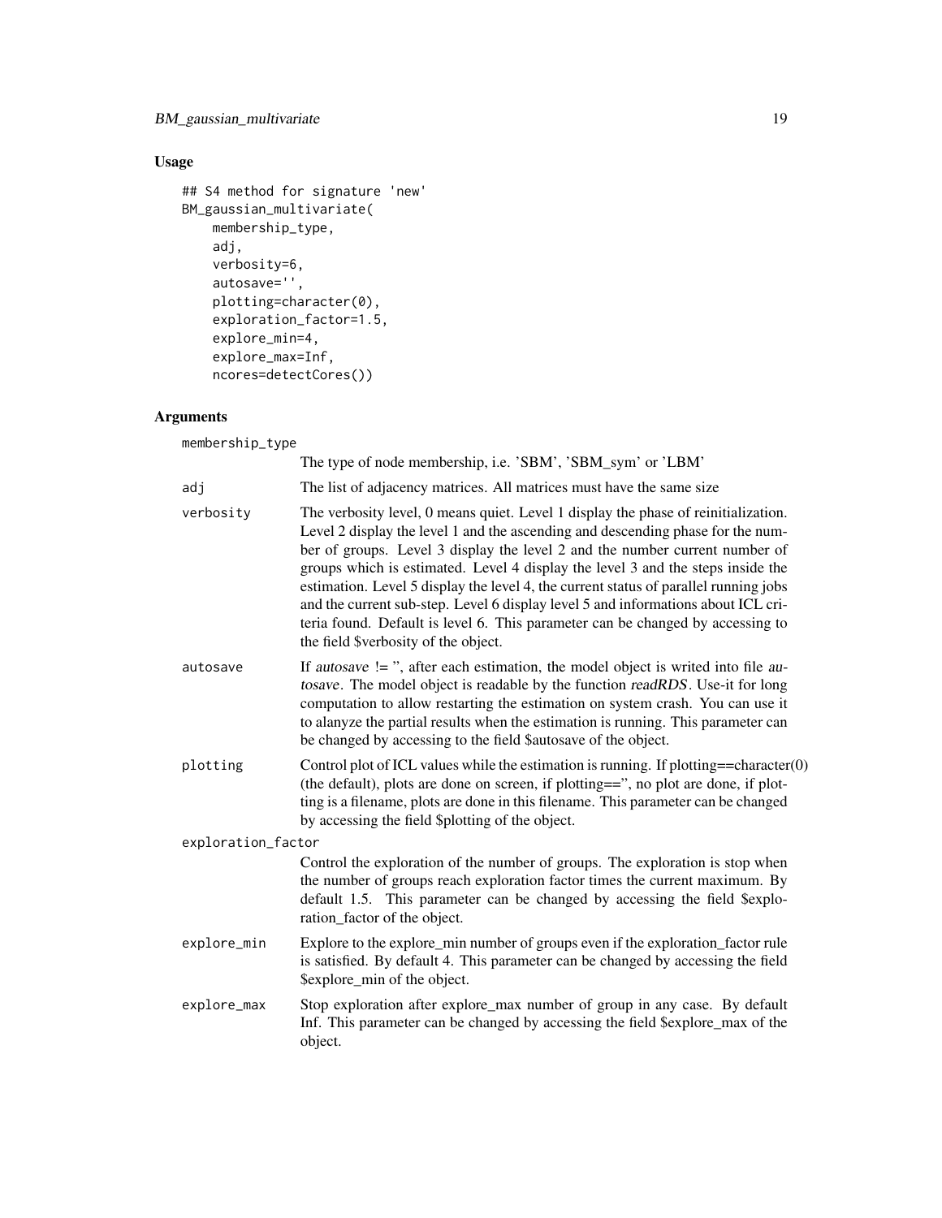## Usage

```
## S4 method for signature 'new'
BM_gaussian_multivariate(
    membership_type,
    adj,
    verbosity=6,
    autosave='',
    plotting=character(0),
    exploration_factor=1.5,
    explore_min=4,
    explore_max=Inf,
    ncores=detectCores())
```

## Arguments

`membership_type`
: The type of node membership, i.e. 'SBM', 'SBM_sym' or 'LBM'

`adj`
: The list of adjacency matrices. All matrices must have the same size

`verbosity`
: The verbosity level, 0 means quiet. Level 1 display the phase of reinitialization. Level 2 display the level 1 and the ascending and descending phase for the number of groups. Level 3 display the level 2 and the number current number of groups which is estimated. Level 4 display the level 3 and the steps inside the estimation. Level 5 display the level 4, the current status of parallel running jobs and the current sub-step. Level 6 display level 5 and informations about ICL criteria found. Default is level 6. This parameter can be changed by accessing to the field $verbosity of the object.

`autosave`
: If *autosave* != '', after each estimation, the model object is writed into file *autosave*. The model object is readable by the function *readRDS*. Use-it for long computation to allow restarting the estimation on system crash. You can use it to alanyze the partial results when the estimation is running. This parameter can be changed by accessing to the field $autosave of the object.

`plotting`
: Control plot of ICL values while the estimation is running. If plotting==character(0) (the default), plots are done on screen, if plotting=='', no plot are done, if plotting is a filename, plots are done in this filename. This parameter can be changed by accessing the field $plotting of the object.

`exploration_factor`
: Control the exploration of the number of groups. The exploration is stop when the number of groups reach exploration factor times the current maximum. By default 1.5. This parameter can be changed by accessing the field $exploration_factor of the object.

`explore_min`
: Explore to the explore_min number of groups even if the exploration_factor rule is satisfied. By default 4. This parameter can be changed by accessing the field $explore_min of the object.

`explore_max`
: Stop exploration after explore_max number of group in any case. By default Inf. This parameter can be changed by accessing the field $explore_max of the object.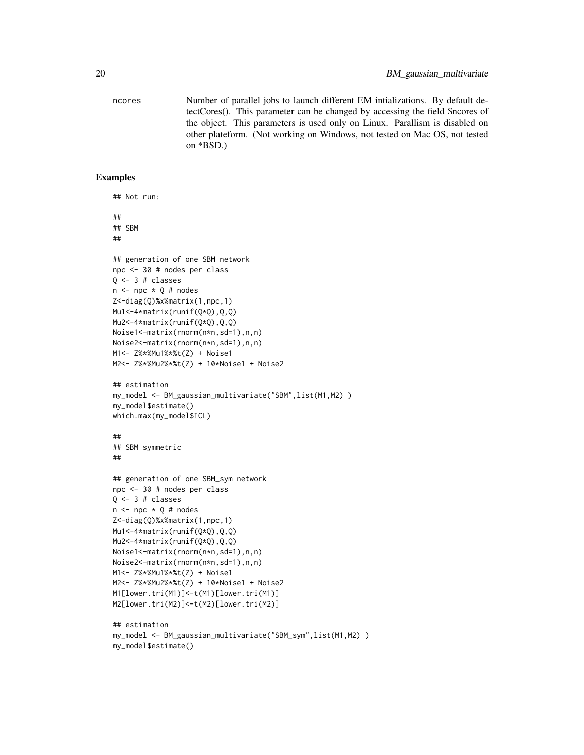ncores Number of parallel jobs to launch different EM intializations. By default detectCores(). This parameter can be changed by accessing the field $ncores of the object. This parameters is used only on Linux. Parallism is disabled on other plateform. (Not working on Windows, not tested on Mac OS, not tested on *BSD.)

## Examples

```
## Not run:

##
## SBM
##

## generation of one SBM network
npc <- 30 # nodes per class
Q <- 3 # classes
n <- npc * Q # nodes
Z<-diag(Q)%x%matrix(1,npc,1)
Mu1<-4*matrix(runif(Q*Q),Q,Q)
Mu2<-4*matrix(runif(Q*Q),Q,Q)
Noise1<-matrix(rnorm(n*n,sd=1),n,n)
Noise2<-matrix(rnorm(n*n,sd=1),n,n)
M1<- Z%*%Mu1%*%t(Z) + Noise1
M2<- Z%*%Mu2%*%t(Z) + 10*Noise1 + Noise2

## estimation
my_model <- BM_gaussian_multivariate("SBM",list(M1,M2) )
my_model$estimate()
which.max(my_model$ICL)

##
## SBM symmetric
##

## generation of one SBM_sym network
npc <- 30 # nodes per class
Q <- 3 # classes
n <- npc * Q # nodes
Z<-diag(Q)%x%matrix(1,npc,1)
Mu1<-4*matrix(runif(Q*Q),Q,Q)
Mu2<-4*matrix(runif(Q*Q),Q,Q)
Noise1<-matrix(rnorm(n*n,sd=1),n,n)
Noise2<-matrix(rnorm(n*n,sd=1),n,n)
M1<- Z%*%Mu1%*%t(Z) + Noise1
M2<- Z%*%Mu2%*%t(Z) + 10*Noise1 + Noise2
M1[lower.tri(M1)]<-t(M1)[lower.tri(M1)]
M2[lower.tri(M2)]<-t(M2)[lower.tri(M2)]

## estimation
my_model <- BM_gaussian_multivariate("SBM_sym",list(M1,M2) )
my_model$estimate()
```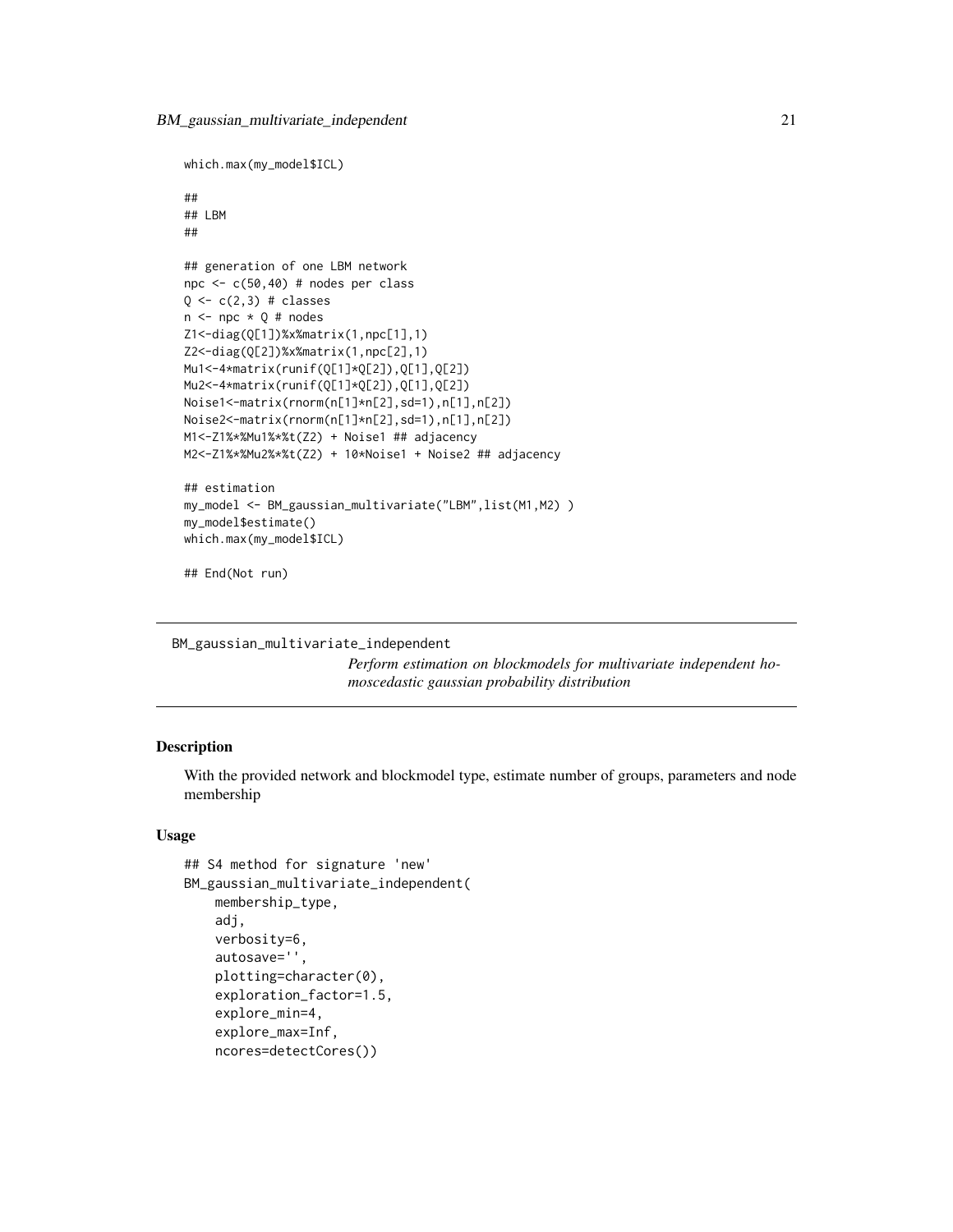```
which.max(my_model$ICL)

##
## LBM
##

## generation of one LBM network
npc <- c(50,40) # nodes per class
Q <- c(2,3) # classes
n <- npc * Q # nodes
Z1<-diag(Q[1])%x%matrix(1,npc[1],1)
Z2<-diag(Q[2])%x%matrix(1,npc[2],1)
Mu1<-4*matrix(runif(Q[1]*Q[2]),Q[1],Q[2])
Mu2<-4*matrix(runif(Q[1]*Q[2]),Q[1],Q[2])
Noise1<-matrix(rnorm(n[1]*n[2],sd=1),n[1],n[2])
Noise2<-matrix(rnorm(n[1]*n[2],sd=1),n[1],n[2])
M1<-Z1%*%Mu1%*%t(Z2) + Noise1 ## adjacency
M2<-Z1%*%Mu2%*%t(Z2) + 10*Noise1 + Noise2 ## adjacency

## estimation
my_model <- BM_gaussian_multivariate("LBM",list(M1,M2) )
my_model$estimate()
which.max(my_model$ICL)

## End(Not run)
```

---

## BM_gaussian_multivariate_independent

*Perform estimation on blockmodels for multivariate independent homoscedastic gaussian probability distribution*

---

### Description

With the provided network and blockmodel type, estimate number of groups, parameters and node membership

### Usage

```
## S4 method for signature 'new'
BM_gaussian_multivariate_independent(
    membership_type,
    adj,
    verbosity=6,
    autosave='',
    plotting=character(0),
    exploration_factor=1.5,
    explore_min=4,
    explore_max=Inf,
    ncores=detectCores())
```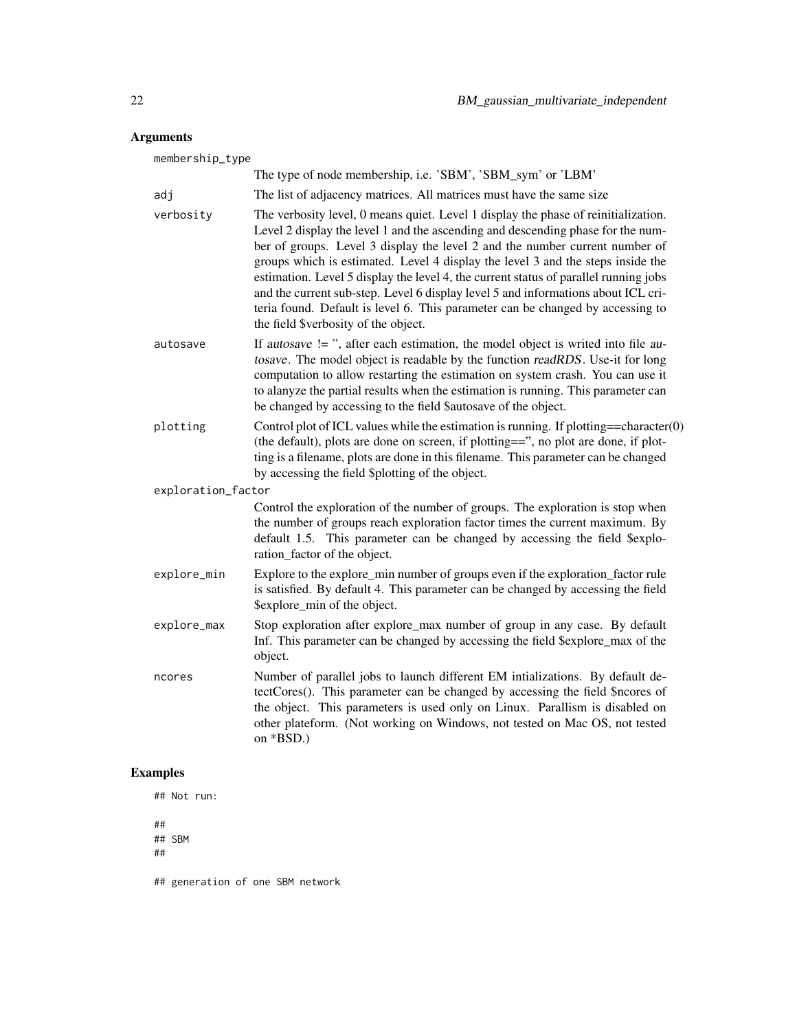## Arguments

**membership_type**
The type of node membership, i.e. 'SBM', 'SBM_sym' or 'LBM'

**adj**
The list of adjacency matrices. All matrices must have the same size

**verbosity**
The verbosity level, 0 means quiet. Level 1 display the phase of reinitialization. Level 2 display the level 1 and the ascending and descending phase for the number of groups. Level 3 display the level 2 and the number current number of groups which is estimated. Level 4 display the level 3 and the steps inside the estimation. Level 5 display the level 4, the current status of parallel running jobs and the current sub-step. Level 6 display level 5 and informations about ICL criteria found. Default is level 6. This parameter can be changed by accessing to the field $verbosity of the object.

**autosave**
If *autosave* != '', after each estimation, the model object is writed into file *autosave*. The model object is readable by the function *readRDS*. Use-it for long computation to allow restarting the estimation on system crash. You can use it to alanyze the partial results when the estimation is running. This parameter can be changed by accessing to the field $autosave of the object.

**plotting**
Control plot of ICL values while the estimation is running. If plotting==character(0) (the default), plots are done on screen, if plotting=='', no plot are done, if plotting is a filename, plots are done in this filename. This parameter can be changed by accessing the field $plotting of the object.

**exploration_factor**
Control the exploration of the number of groups. The exploration is stop when the number of groups reach exploration factor times the current maximum. By default 1.5. This parameter can be changed by accessing the field $exploration_factor of the object.

**explore_min**
Explore to the explore_min number of groups even if the exploration_factor rule is satisfied. By default 4. This parameter can be changed by accessing the field $explore_min of the object.

**explore_max**
Stop exploration after explore_max number of group in any case. By default Inf. This parameter can be changed by accessing the field $explore_max of the object.

**ncores**
Number of parallel jobs to launch different EM intializations. By default detectCores(). This parameter can be changed by accessing the field $ncores of the object. This parameters is used only on Linux. Parallism is disabled on other plateform. (Not working on Windows, not tested on Mac OS, not tested on *BSD.)

## Examples

```
## Not run:

##
## SBM
##

## generation of one SBM network
```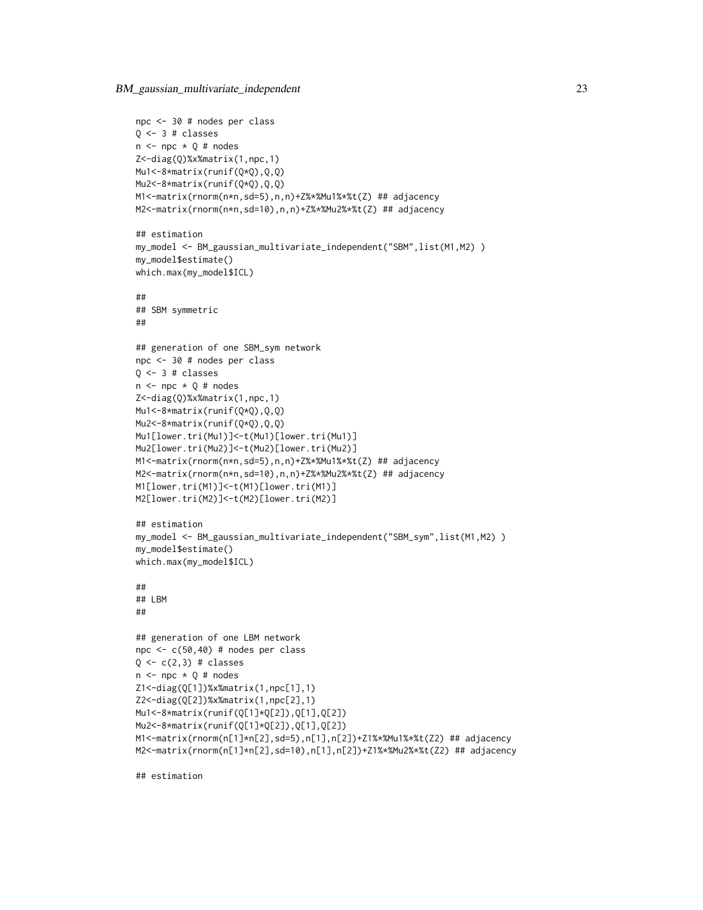```
npc <- 30 # nodes per class
Q <- 3 # classes
n <- npc * Q # nodes
Z<-diag(Q)%x%matrix(1,npc,1)
Mu1<-8*matrix(runif(Q*Q),Q,Q)
Mu2<-8*matrix(runif(Q*Q),Q,Q)
M1<-matrix(rnorm(n*n,sd=5),n,n)+Z%*%Mu1%*%t(Z) ## adjacency
M2<-matrix(rnorm(n*n,sd=10),n,n)+Z%*%Mu2%*%t(Z) ## adjacency

## estimation
my_model <- BM_gaussian_multivariate_independent("SBM",list(M1,M2) )
my_model$estimate()
which.max(my_model$ICL)

##
## SBM symmetric
##

## generation of one SBM_sym network
npc <- 30 # nodes per class
Q <- 3 # classes
n <- npc * Q # nodes
Z<-diag(Q)%x%matrix(1,npc,1)
Mu1<-8*matrix(runif(Q*Q),Q,Q)
Mu2<-8*matrix(runif(Q*Q),Q,Q)
Mu1[lower.tri(Mu1)]<-t(Mu1)[lower.tri(Mu1)]
Mu2[lower.tri(Mu2)]<-t(Mu2)[lower.tri(Mu2)]
M1<-matrix(rnorm(n*n,sd=5),n,n)+Z%*%Mu1%*%t(Z) ## adjacency
M2<-matrix(rnorm(n*n,sd=10),n,n)+Z%*%Mu2%*%t(Z) ## adjacency
M1[lower.tri(M1)]<-t(M1)[lower.tri(M1)]
M2[lower.tri(M2)]<-t(M2)[lower.tri(M2)]

## estimation
my_model <- BM_gaussian_multivariate_independent("SBM_sym",list(M1,M2) )
my_model$estimate()
which.max(my_model$ICL)

##
## LBM
##

## generation of one LBM network
npc <- c(50,40) # nodes per class
Q <- c(2,3) # classes
n <- npc * Q # nodes
Z1<-diag(Q[1])%x%matrix(1,npc[1],1)
Z2<-diag(Q[2])%x%matrix(1,npc[2],1)
Mu1<-8*matrix(runif(Q[1]*Q[2]),Q[1],Q[2])
Mu2<-8*matrix(runif(Q[1]*Q[2]),Q[1],Q[2])
M1<-matrix(rnorm(n[1]*n[2],sd=5),n[1],n[2])+Z1%*%Mu1%*%t(Z2) ## adjacency
M2<-matrix(rnorm(n[1]*n[2],sd=10),n[1],n[2])+Z1%*%Mu2%*%t(Z2) ## adjacency

## estimation
```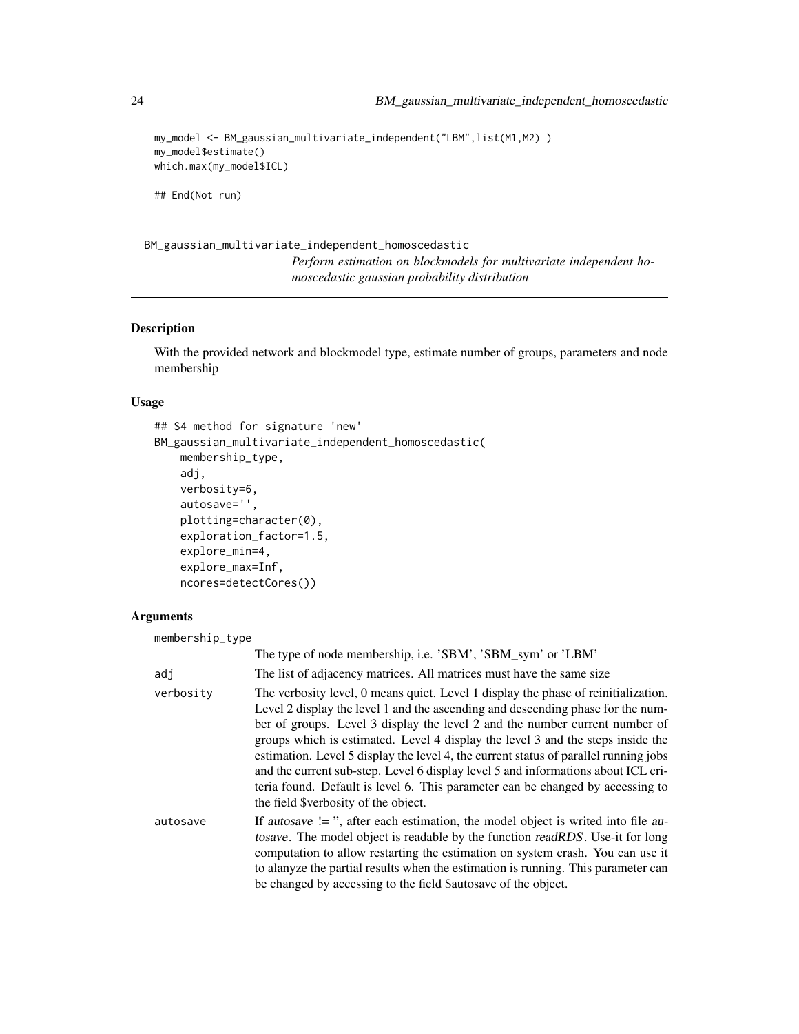```
my_model <- BM_gaussian_multivariate_independent("LBM",list(M1,M2) )
my_model$estimate()
which.max(my_model$ICL)

## End(Not run)
```

## BM_gaussian_multivariate_independent_homoscedastic

*Perform estimation on blockmodels for multivariate independent homoscedastic gaussian probability distribution*

### Description

With the provided network and blockmodel type, estimate number of groups, parameters and node membership

### Usage

```
## S4 method for signature 'new'
BM_gaussian_multivariate_independent_homoscedastic(
    membership_type,
    adj,
    verbosity=6,
    autosave='',
    plotting=character(0),
    exploration_factor=1.5,
    explore_min=4,
    explore_max=Inf,
    ncores=detectCores())
```

### Arguments

`membership_type`
: The type of node membership, i.e. 'SBM', 'SBM_sym' or 'LBM'

`adj`
: The list of adjacency matrices. All matrices must have the same size

`verbosity`
: The verbosity level, 0 means quiet. Level 1 display the phase of reinitialization. Level 2 display the level 1 and the ascending and descending phase for the number of groups. Level 3 display the level 2 and the number current number of groups which is estimated. Level 4 display the level 3 and the steps inside the estimation. Level 5 display the level 4, the current status of parallel running jobs and the current sub-step. Level 6 display level 5 and informations about ICL criteria found. Default is level 6. This parameter can be changed by accessing to the field $verbosity of the object.

`autosave`
: If *autosave* != '', after each estimation, the model object is writed into file *autosave*. The model object is readable by the function *readRDS*. Use-it for long computation to allow restarting the estimation on system crash. You can use it to alanyze the partial results when the estimation is running. This parameter can be changed by accessing to the field $autosave of the object.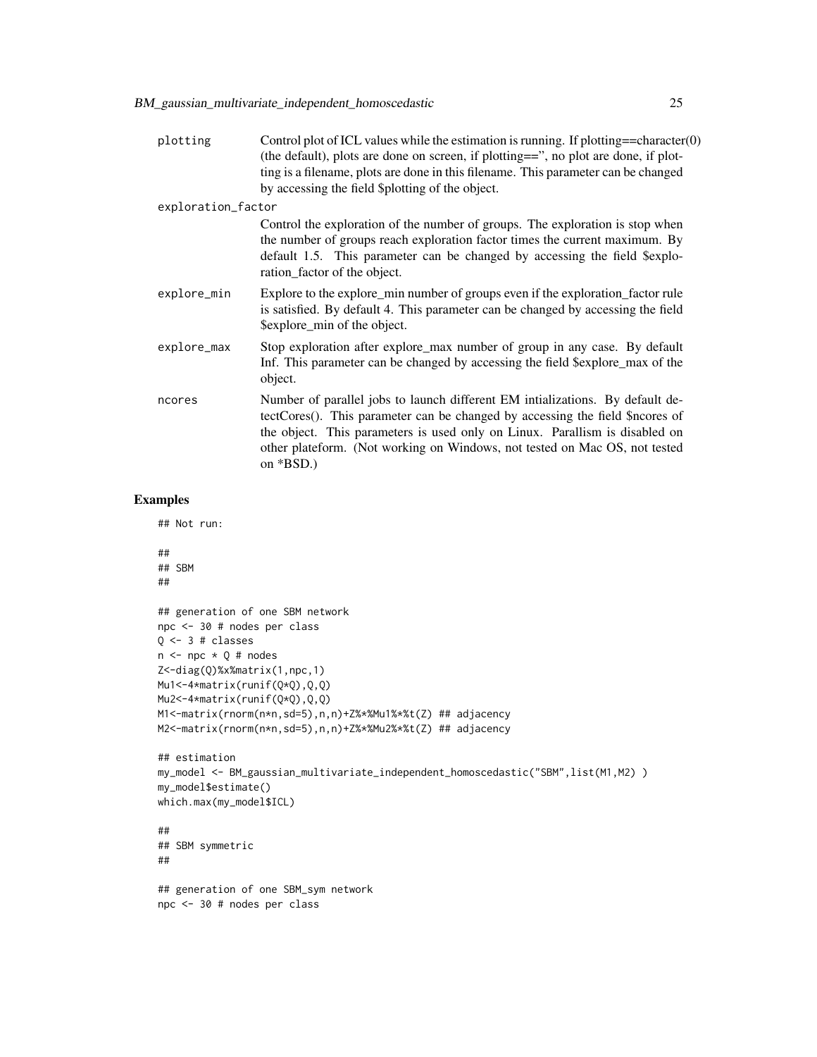plotting
: Control plot of ICL values while the estimation is running. If plotting==character(0) (the default), plots are done on screen, if plotting==", no plot are done, if plotting is a filename, plots are done in this filename. This parameter can be changed by accessing the field $plotting of the object.

exploration_factor
: Control the exploration of the number of groups. The exploration is stop when the number of groups reach exploration factor times the current maximum. By default 1.5. This parameter can be changed by accessing the field $exploration_factor of the object.

explore_min
: Explore to the explore_min number of groups even if the exploration_factor rule is satisfied. By default 4. This parameter can be changed by accessing the field $explore_min of the object.

explore_max
: Stop exploration after explore_max number of group in any case. By default Inf. This parameter can be changed by accessing the field $explore_max of the object.

ncores
: Number of parallel jobs to launch different EM intializations. By default detectCores(). This parameter can be changed by accessing the field $ncores of the object. This parameters is used only on Linux. Parallism is disabled on other plateform. (Not working on Windows, not tested on Mac OS, not tested on *BSD.)

## Examples

```
## Not run:

##
## SBM
##

## generation of one SBM network
npc <- 30 # nodes per class
Q <- 3 # classes
n <- npc * Q # nodes
Z<-diag(Q)%x%matrix(1,npc,1)
Mu1<-4*matrix(runif(Q*Q),Q,Q)
Mu2<-4*matrix(runif(Q*Q),Q,Q)
M1<-matrix(rnorm(n*n,sd=5),n,n)+Z%*%Mu1%*%t(Z) ## adjacency
M2<-matrix(rnorm(n*n,sd=5),n,n)+Z%*%Mu2%*%t(Z) ## adjacency

## estimation
my_model <- BM_gaussian_multivariate_independent_homoscedastic("SBM",list(M1,M2) )
my_model$estimate()
which.max(my_model$ICL)

##
## SBM symmetric
##

## generation of one SBM_sym network
npc <- 30 # nodes per class
```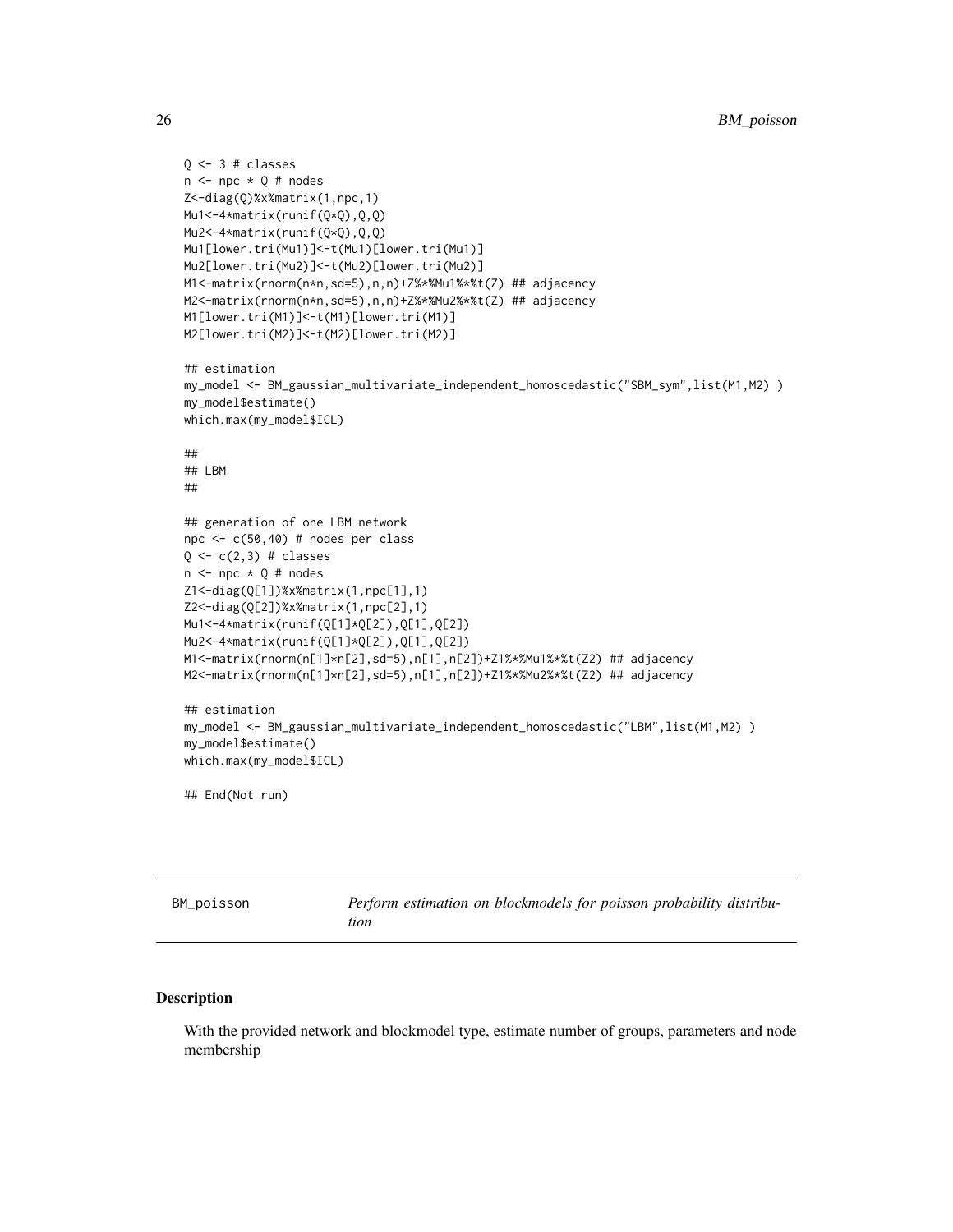```
Q <- 3 # classes
n <- npc * Q # nodes
Z<-diag(Q)%x%matrix(1,npc,1)
Mu1<-4*matrix(runif(Q*Q),Q,Q)
Mu2<-4*matrix(runif(Q*Q),Q,Q)
Mu1[lower.tri(Mu1)]<-t(Mu1)[lower.tri(Mu1)]
Mu2[lower.tri(Mu2)]<-t(Mu2)[lower.tri(Mu2)]
M1<-matrix(rnorm(n*n,sd=5),n,n)+Z%*%Mu1%*%t(Z) ## adjacency
M2<-matrix(rnorm(n*n,sd=5),n,n)+Z%*%Mu2%*%t(Z) ## adjacency
M1[lower.tri(M1)]<-t(M1)[lower.tri(M1)]
M2[lower.tri(M2)]<-t(M2)[lower.tri(M2)]

## estimation
my_model <- BM_gaussian_multivariate_independent_homoscedastic("SBM_sym",list(M1,M2) )
my_model$estimate()
which.max(my_model$ICL)

##
## LBM
##

## generation of one LBM network
npc <- c(50,40) # nodes per class
Q <- c(2,3) # classes
n <- npc * Q # nodes
Z1<-diag(Q[1])%x%matrix(1,npc[1],1)
Z2<-diag(Q[2])%x%matrix(1,npc[2],1)
Mu1<-4*matrix(runif(Q[1]*Q[2]),Q[1],Q[2])
Mu2<-4*matrix(runif(Q[1]*Q[2]),Q[1],Q[2])
M1<-matrix(rnorm(n[1]*n[2],sd=5),n[1],n[2])+Z1%*%Mu1%*%t(Z2) ## adjacency
M2<-matrix(rnorm(n[1]*n[2],sd=5),n[1],n[2])+Z1%*%Mu2%*%t(Z2) ## adjacency

## estimation
my_model <- BM_gaussian_multivariate_independent_homoscedastic("LBM",list(M1,M2) )
my_model$estimate()
which.max(my_model$ICL)

## End(Not run)
```

## BM_poisson — *Perform estimation on blockmodels for poisson probability distribution*

### Description

With the provided network and blockmodel type, estimate number of groups, parameters and node membership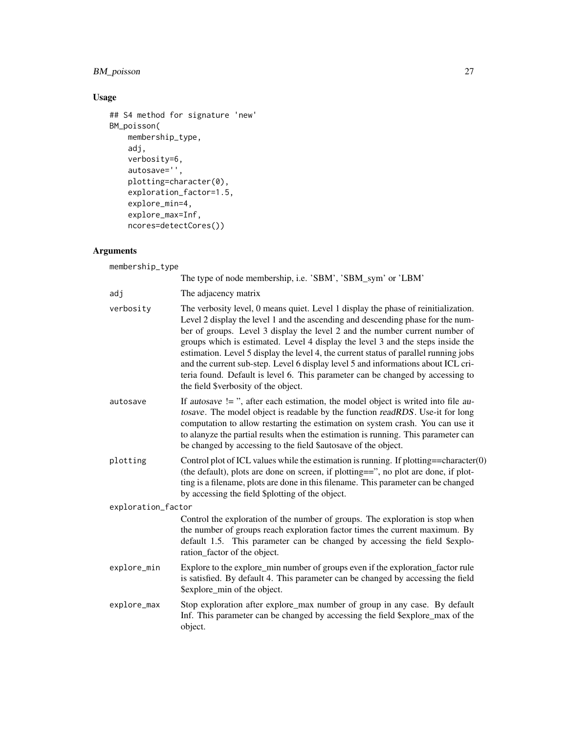## Usage

```
## S4 method for signature 'new'
BM_poisson(
    membership_type,
    adj,
    verbosity=6,
    autosave='',
    plotting=character(0),
    exploration_factor=1.5,
    explore_min=4,
    explore_max=Inf,
    ncores=detectCores())
```

## Arguments

`membership_type`
: The type of node membership, i.e. 'SBM', 'SBM_sym' or 'LBM'

`adj`
: The adjacency matrix

`verbosity`
: The verbosity level, 0 means quiet. Level 1 display the phase of reinitialization. Level 2 display the level 1 and the ascending and descending phase for the number of groups. Level 3 display the level 2 and the number current number of groups which is estimated. Level 4 display the level 3 and the steps inside the estimation. Level 5 display the level 4, the current status of parallel running jobs and the current sub-step. Level 6 display level 5 and informations about ICL criteria found. Default is level 6. This parameter can be changed by accessing to the field $verbosity of the object.

`autosave`
: If *autosave* != '', after each estimation, the model object is writed into file *autosave*. The model object is readable by the function *readRDS*. Use-it for long computation to allow restarting the estimation on system crash. You can use it to alanyze the partial results when the estimation is running. This parameter can be changed by accessing to the field $autosave of the object.

`plotting`
: Control plot of ICL values while the estimation is running. If plotting==character(0) (the default), plots are done on screen, if plotting=='', no plot are done, if plotting is a filename, plots are done in this filename. This parameter can be changed by accessing the field $plotting of the object.

`exploration_factor`
: Control the exploration of the number of groups. The exploration is stop when the number of groups reach exploration factor times the current maximum. By default 1.5. This parameter can be changed by accessing the field $exploration_factor of the object.

`explore_min`
: Explore to the explore_min number of groups even if the exploration_factor rule is satisfied. By default 4. This parameter can be changed by accessing the field $explore_min of the object.

`explore_max`
: Stop exploration after explore_max number of group in any case. By default Inf. This parameter can be changed by accessing the field $explore_max of the object.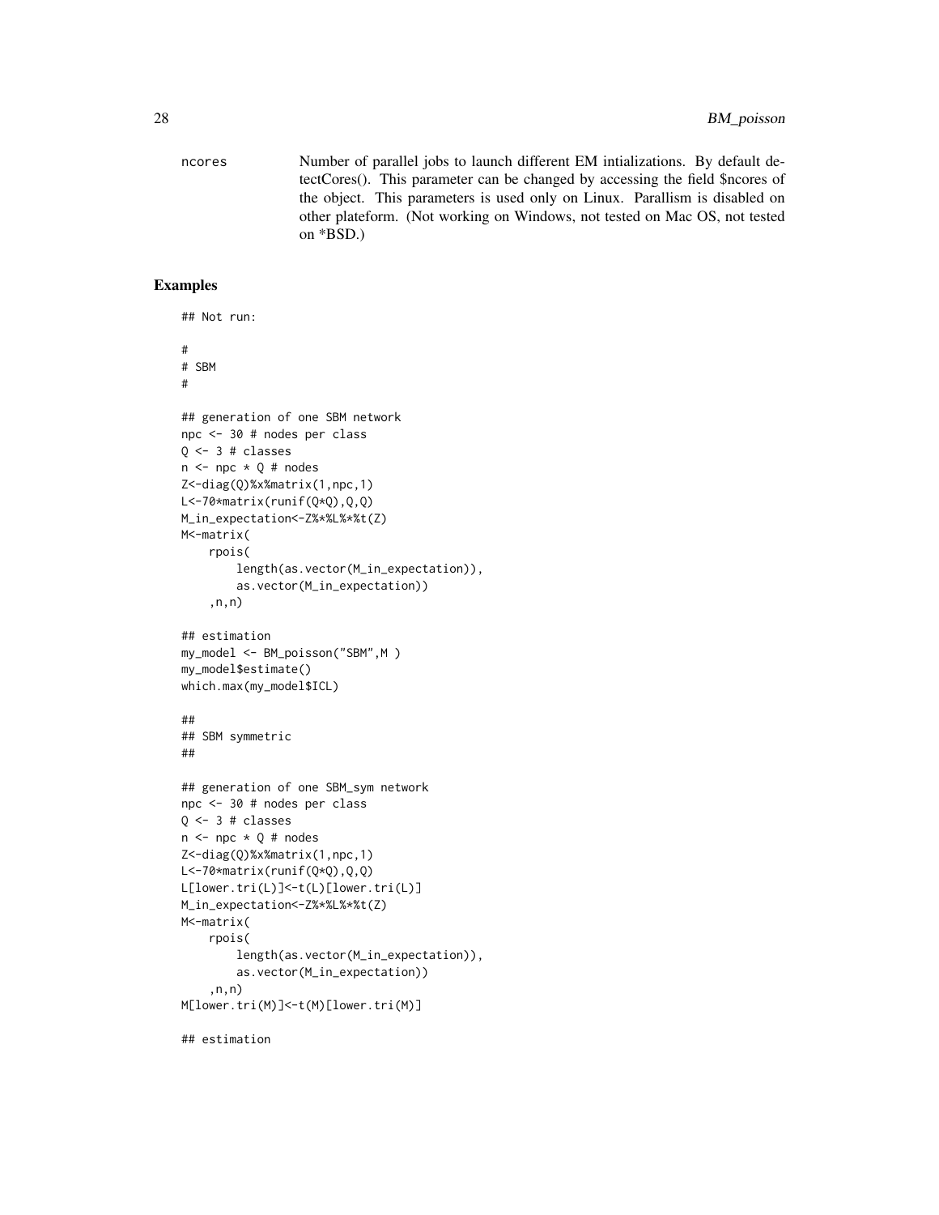ncores Number of parallel jobs to launch different EM intializations. By default detectCores(). This parameter can be changed by accessing the field $ncores of the object. This parameters is used only on Linux. Parallism is disabled on other plateform. (Not working on Windows, not tested on Mac OS, not tested on *BSD.)

## Examples

```
## Not run:

#
# SBM
#

## generation of one SBM network
npc <- 30 # nodes per class
Q <- 3 # classes
n <- npc * Q # nodes
Z<-diag(Q)%x%matrix(1,npc,1)
L<-70*matrix(runif(Q*Q),Q,Q)
M_in_expectation<-Z%*%L%*%t(Z)
M<-matrix(
    rpois(
        length(as.vector(M_in_expectation)),
        as.vector(M_in_expectation))
    ,n,n)

## estimation
my_model <- BM_poisson("SBM",M )
my_model$estimate()
which.max(my_model$ICL)

##
## SBM symmetric
##

## generation of one SBM_sym network
npc <- 30 # nodes per class
Q <- 3 # classes
n <- npc * Q # nodes
Z<-diag(Q)%x%matrix(1,npc,1)
L<-70*matrix(runif(Q*Q),Q,Q)
L[lower.tri(L)]<-t(L)[lower.tri(L)]
M_in_expectation<-Z%*%L%*%t(Z)
M<-matrix(
    rpois(
        length(as.vector(M_in_expectation)),
        as.vector(M_in_expectation))
    ,n,n)
M[lower.tri(M)]<-t(M)[lower.tri(M)]

## estimation
```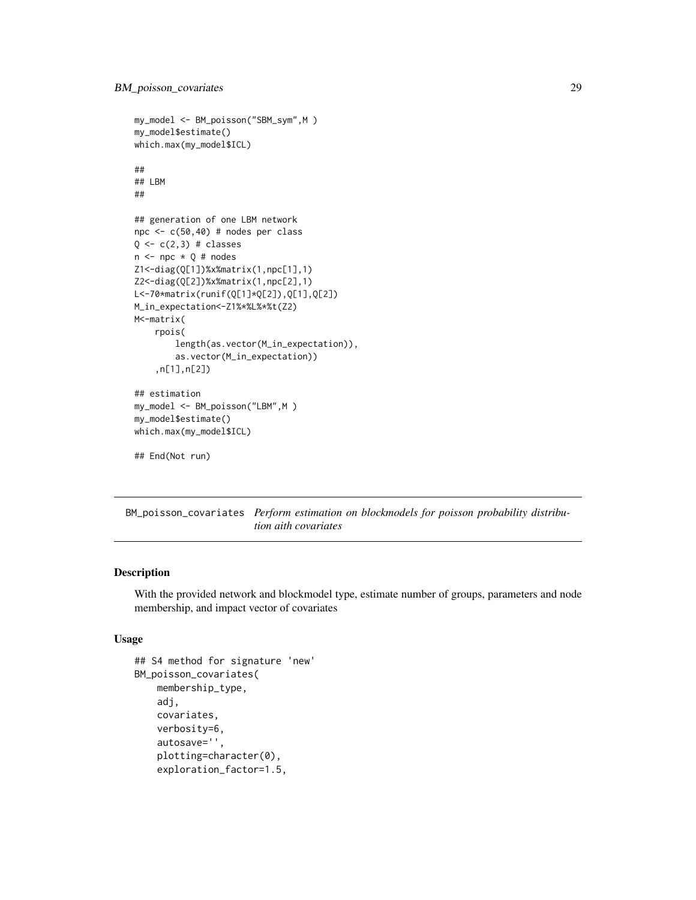```
my_model <- BM_poisson("SBM_sym",M )
my_model$estimate()
which.max(my_model$ICL)

##
## LBM
##

## generation of one LBM network
npc <- c(50,40) # nodes per class
Q <- c(2,3) # classes
n <- npc * Q # nodes
Z1<-diag(Q[1])%x%matrix(1,npc[1],1)
Z2<-diag(Q[2])%x%matrix(1,npc[2],1)
L<-70*matrix(runif(Q[1]*Q[2]),Q[1],Q[2])
M_in_expectation<-Z1%*%L%*%t(Z2)
M<-matrix(
    rpois(
        length(as.vector(M_in_expectation)),
        as.vector(M_in_expectation))
    ,n[1],n[2])

## estimation
my_model <- BM_poisson("LBM",M )
my_model$estimate()
which.max(my_model$ICL)

## End(Not run)
```

## BM_poisson_covariates *Perform estimation on blockmodels for poisson probability distribution aith covariates*

### Description

With the provided network and blockmodel type, estimate number of groups, parameters and node membership, and impact vector of covariates

### Usage

```
## S4 method for signature 'new'
BM_poisson_covariates(
    membership_type,
    adj,
    covariates,
    verbosity=6,
    autosave='',
    plotting=character(0),
    exploration_factor=1.5,
```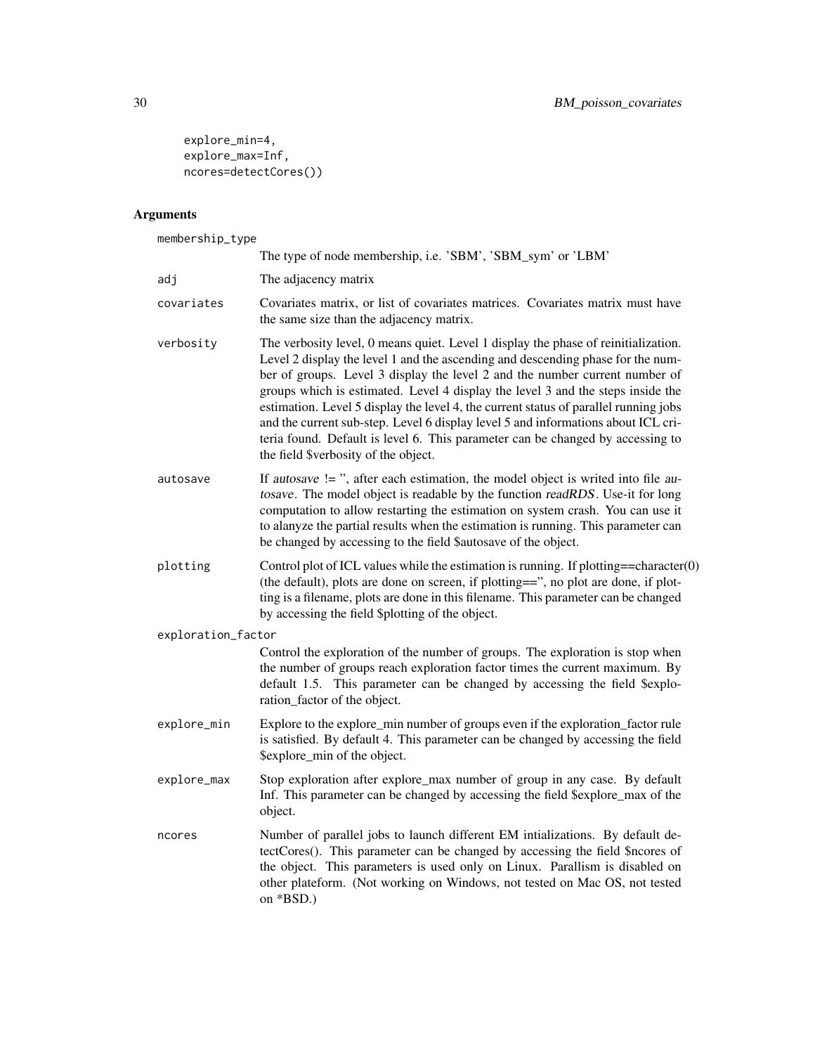```
    explore_min=4,
    explore_max=Inf,
    ncores=detectCores())
```

## Arguments

**membership_type**
The type of node membership, i.e. 'SBM', 'SBM_sym' or 'LBM'

**adj**
The adjacency matrix

**covariates**
Covariates matrix, or list of covariates matrices. Covariates matrix must have the same size than the adjacency matrix.

**verbosity**
The verbosity level, 0 means quiet. Level 1 display the phase of reinitialization. Level 2 display the level 1 and the ascending and descending phase for the number of groups. Level 3 display the level 2 and the number current number of groups which is estimated. Level 4 display the level 3 and the steps inside the estimation. Level 5 display the level 4, the current status of parallel running jobs and the current sub-step. Level 6 display level 5 and informations about ICL criteria found. Default is level 6. This parameter can be changed by accessing to the field $verbosity of the object.

**autosave**
If *autosave* != '', after each estimation, the model object is writed into file *autosave*. The model object is readable by the function *readRDS*. Use-it for long computation to allow restarting the estimation on system crash. You can use it to alanyze the partial results when the estimation is running. This parameter can be changed by accessing to the field $autosave of the object.

**plotting**
Control plot of ICL values while the estimation is running. If plotting==character(0) (the default), plots are done on screen, if plotting=='', no plot are done, if plotting is a filename, plots are done in this filename. This parameter can be changed by accessing the field $plotting of the object.

**exploration_factor**
Control the exploration of the number of groups. The exploration is stop when the number of groups reach exploration factor times the current maximum. By default 1.5. This parameter can be changed by accessing the field $exploration_factor of the object.

**explore_min**
Explore to the explore_min number of groups even if the exploration_factor rule is satisfied. By default 4. This parameter can be changed by accessing the field $explore_min of the object.

**explore_max**
Stop exploration after explore_max number of group in any case. By default Inf. This parameter can be changed by accessing the field $explore_max of the object.

**ncores**
Number of parallel jobs to launch different EM intializations. By default detectCores(). This parameter can be changed by accessing the field $ncores of the object. This parameters is used only on Linux. Parallism is disabled on other plateform. (Not working on Windows, not tested on Mac OS, not tested on *BSD.)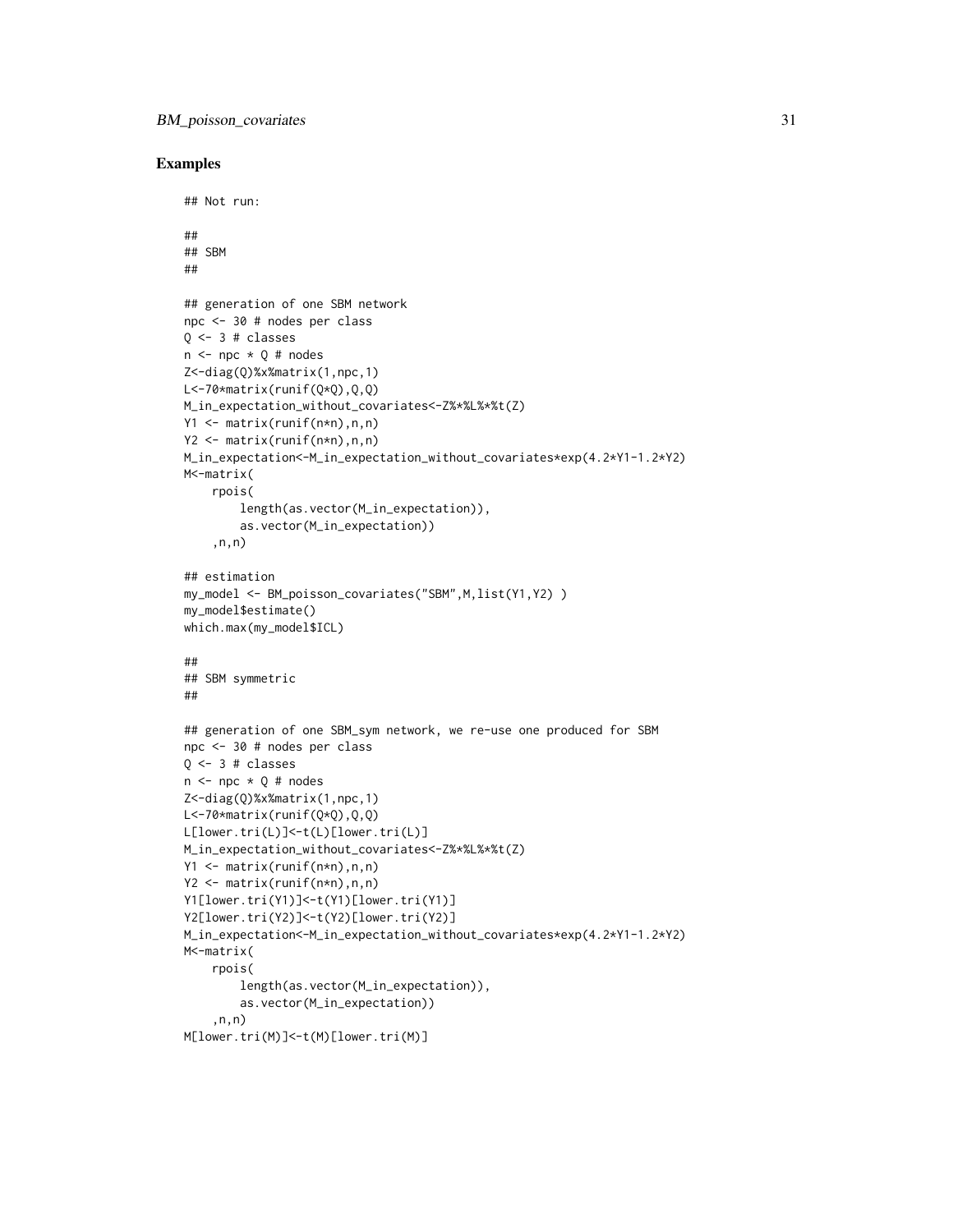## Examples

```
## Not run:

##
## SBM
##

## generation of one SBM network
npc <- 30 # nodes per class
Q <- 3 # classes
n <- npc * Q # nodes
Z<-diag(Q)%x%matrix(1,npc,1)
L<-70*matrix(runif(Q*Q),Q,Q)
M_in_expectation_without_covariates<-Z%*%L%*%t(Z)
Y1 <- matrix(runif(n*n),n,n)
Y2 <- matrix(runif(n*n),n,n)
M_in_expectation<-M_in_expectation_without_covariates*exp(4.2*Y1-1.2*Y2)
M<-matrix(
    rpois(
        length(as.vector(M_in_expectation)),
        as.vector(M_in_expectation))
    ,n,n)

## estimation
my_model <- BM_poisson_covariates("SBM",M,list(Y1,Y2) )
my_model$estimate()
which.max(my_model$ICL)

##
## SBM symmetric
##

## generation of one SBM_sym network, we re-use one produced for SBM
npc <- 30 # nodes per class
Q <- 3 # classes
n <- npc * Q # nodes
Z<-diag(Q)%x%matrix(1,npc,1)
L<-70*matrix(runif(Q*Q),Q,Q)
L[lower.tri(L)]<-t(L)[lower.tri(L)]
M_in_expectation_without_covariates<-Z%*%L%*%t(Z)
Y1 <- matrix(runif(n*n),n,n)
Y2 <- matrix(runif(n*n),n,n)
Y1[lower.tri(Y1)]<-t(Y1)[lower.tri(Y1)]
Y2[lower.tri(Y2)]<-t(Y2)[lower.tri(Y2)]
M_in_expectation<-M_in_expectation_without_covariates*exp(4.2*Y1-1.2*Y2)
M<-matrix(
    rpois(
        length(as.vector(M_in_expectation)),
        as.vector(M_in_expectation))
    ,n,n)
M[lower.tri(M)]<-t(M)[lower.tri(M)]
```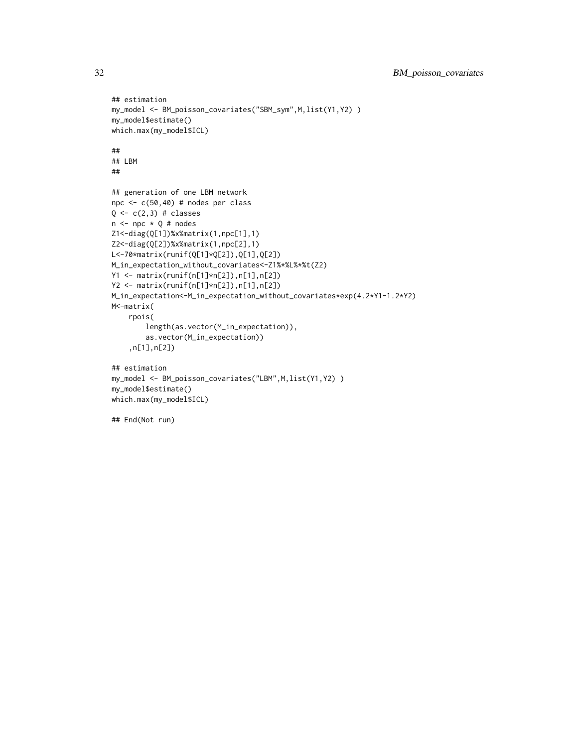```
## estimation
my_model <- BM_poisson_covariates("SBM_sym",M,list(Y1,Y2) )
my_model$estimate()
which.max(my_model$ICL)

##
## LBM
##

## generation of one LBM network
npc <- c(50,40) # nodes per class
Q <- c(2,3) # classes
n <- npc * Q # nodes
Z1<-diag(Q[1])%x%matrix(1,npc[1],1)
Z2<-diag(Q[2])%x%matrix(1,npc[2],1)
L<-70*matrix(runif(Q[1]*Q[2]),Q[1],Q[2])
M_in_expectation_without_covariates<-Z1%*%L%*%t(Z2)
Y1 <- matrix(runif(n[1]*n[2]),n[1],n[2])
Y2 <- matrix(runif(n[1]*n[2]),n[1],n[2])
M_in_expectation<-M_in_expectation_without_covariates*exp(4.2*Y1-1.2*Y2)
M<-matrix(
    rpois(
        length(as.vector(M_in_expectation)),
        as.vector(M_in_expectation))
    ,n[1],n[2])

## estimation
my_model <- BM_poisson_covariates("LBM",M,list(Y1,Y2) )
my_model$estimate()
which.max(my_model$ICL)

## End(Not run)
```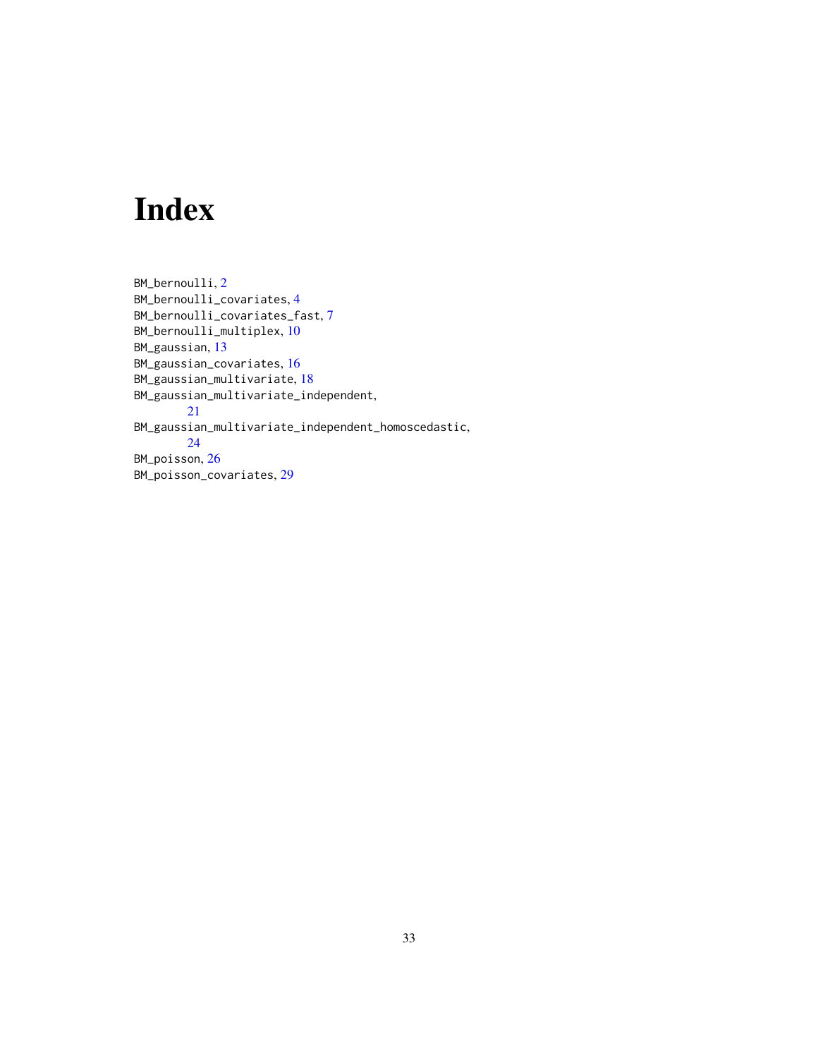# Index

BM_bernoulli, 2
BM_bernoulli_covariates, 4
BM_bernoulli_covariates_fast, 7
BM_bernoulli_multiplex, 10
BM_gaussian, 13
BM_gaussian_covariates, 16
BM_gaussian_multivariate, 18
BM_gaussian_multivariate_independent, 21
BM_gaussian_multivariate_independent_homoscedastic, 24
BM_poisson, 26
BM_poisson_covariates, 29